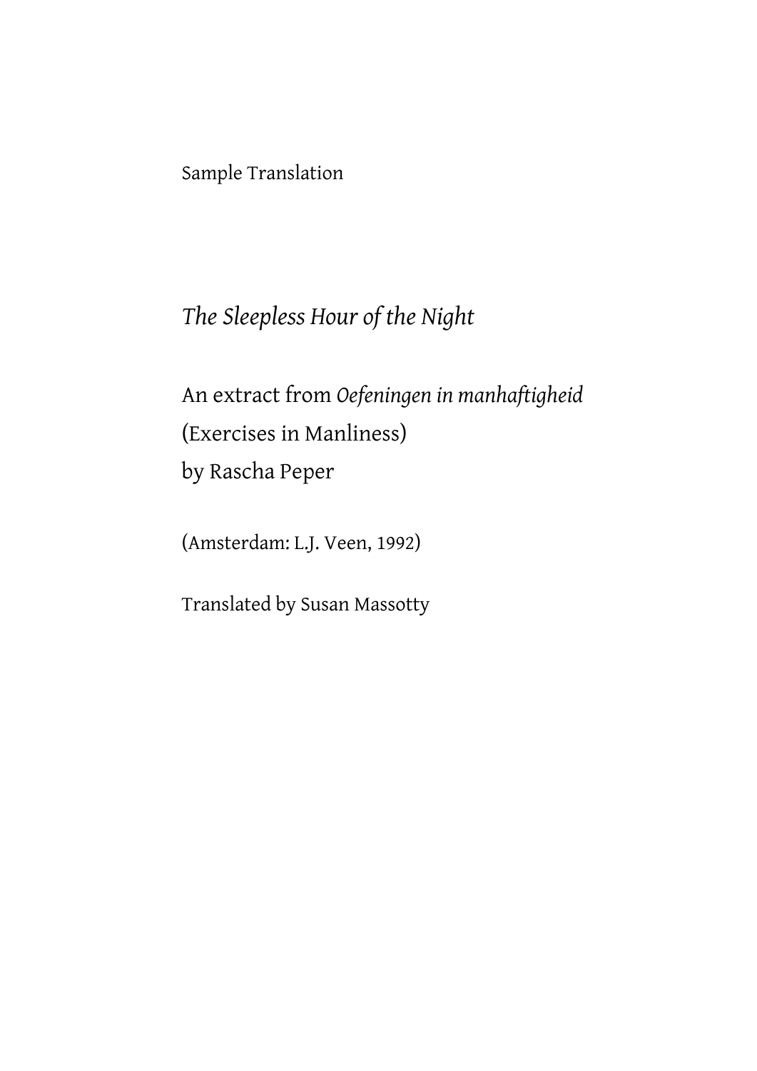Sample Translation

# *The Sleepless Hour of the Night*

An extract from *Oefeningen in manhaftigheid*
(Exercises in Manliness)
by Rascha Peper

(Amsterdam: L.J. Veen, 1992)

Translated by Susan Massotty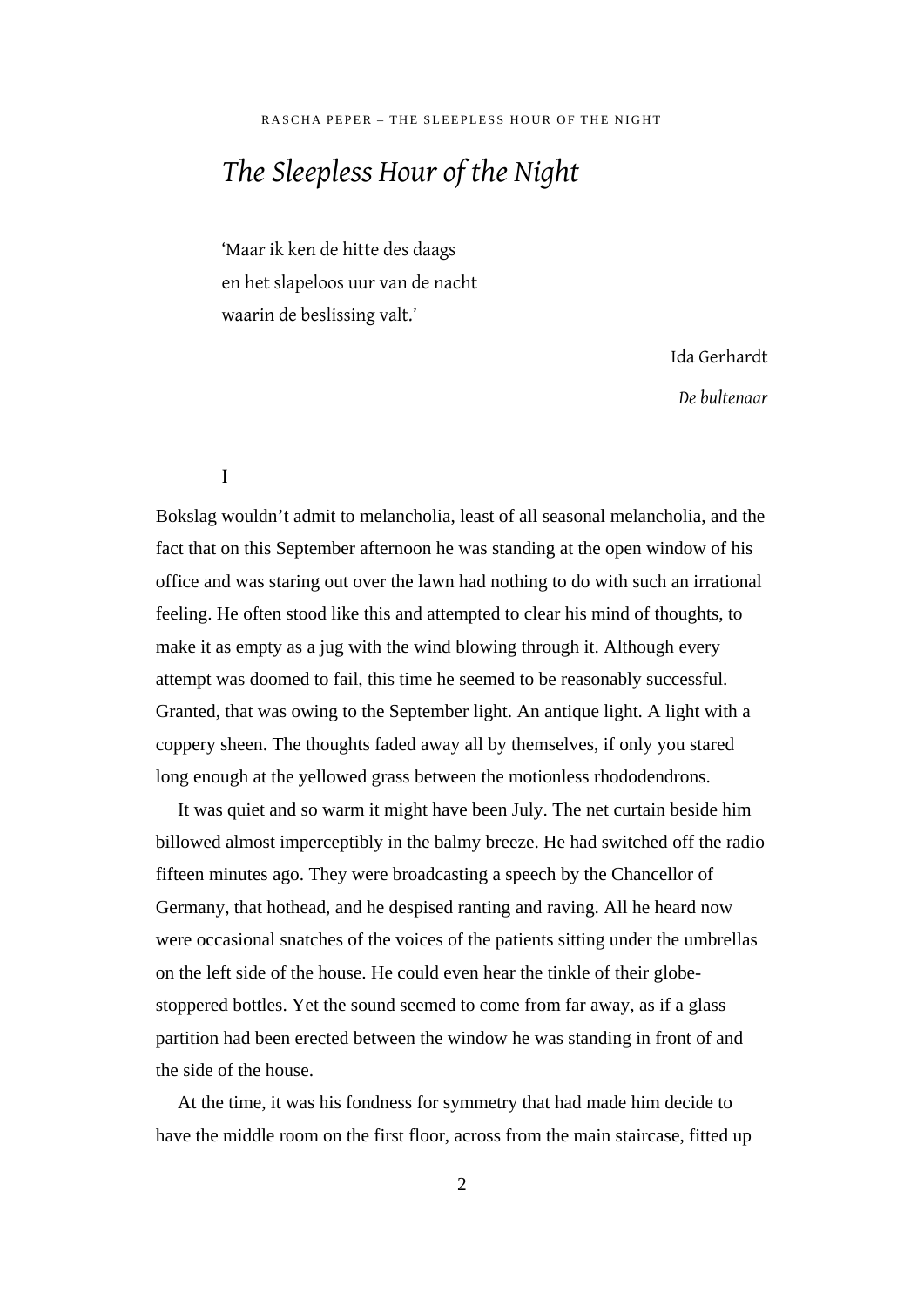# *The Sleepless Hour of the Night*

> 'Maar ik ken de hitte des daags
> en het slapeloos uur van de nacht
> waarin de beslissing valt.'
>
> Ida Gerhardt
>
> *De bultenaar*

## I

Bokslag wouldn't admit to melancholia, least of all seasonal melancholia, and the fact that on this September afternoon he was standing at the open window of his office and was staring out over the lawn had nothing to do with such an irrational feeling. He often stood like this and attempted to clear his mind of thoughts, to make it as empty as a jug with the wind blowing through it. Although every attempt was doomed to fail, this time he seemed to be reasonably successful. Granted, that was owing to the September light. An antique light. A light with a coppery sheen. The thoughts faded away all by themselves, if only you stared long enough at the yellowed grass between the motionless rhododendrons.

It was quiet and so warm it might have been July. The net curtain beside him billowed almost imperceptibly in the balmy breeze. He had switched off the radio fifteen minutes ago. They were broadcasting a speech by the Chancellor of Germany, that hothead, and he despised ranting and raving. All he heard now were occasional snatches of the voices of the patients sitting under the umbrellas on the left side of the house. He could even hear the tinkle of their globe-stoppered bottles. Yet the sound seemed to come from far away, as if a glass partition had been erected between the window he was standing in front of and the side of the house.

At the time, it was his fondness for symmetry that had made him decide to have the middle room on the first floor, across from the main staircase, fitted up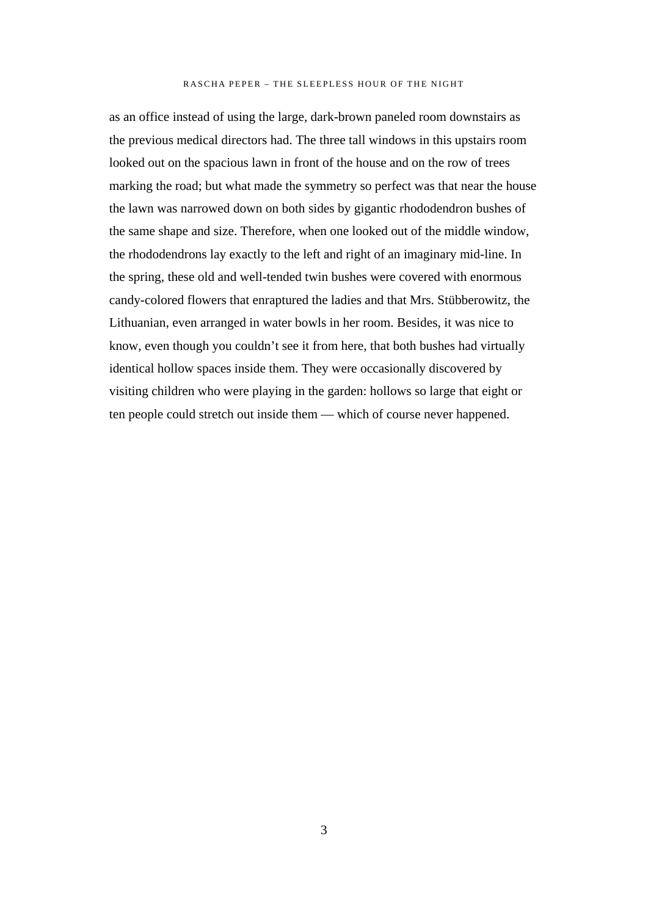as an office instead of using the large, dark-brown paneled room downstairs as the previous medical directors had. The three tall windows in this upstairs room looked out on the spacious lawn in front of the house and on the row of trees marking the road; but what made the symmetry so perfect was that near the house the lawn was narrowed down on both sides by gigantic rhododendron bushes of the same shape and size. Therefore, when one looked out of the middle window, the rhododendrons lay exactly to the left and right of an imaginary mid-line. In the spring, these old and well-tended twin bushes were covered with enormous candy-colored flowers that enraptured the ladies and that Mrs. Stübberowitz, the Lithuanian, even arranged in water bowls in her room. Besides, it was nice to know, even though you couldn't see it from here, that both bushes had virtually identical hollow spaces inside them. They were occasionally discovered by visiting children who were playing in the garden: hollows so large that eight or ten people could stretch out inside them — which of course never happened.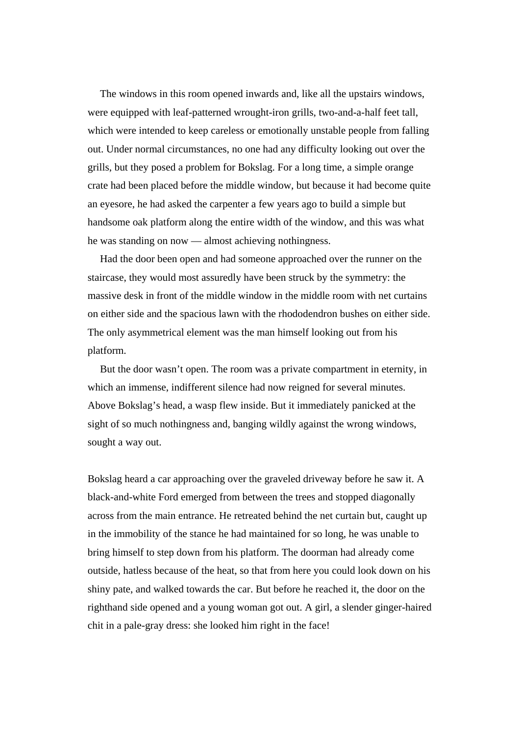The windows in this room opened inwards and, like all the upstairs windows, were equipped with leaf-patterned wrought-iron grills, two-and-a-half feet tall, which were intended to keep careless or emotionally unstable people from falling out. Under normal circumstances, no one had any difficulty looking out over the grills, but they posed a problem for Bokslag. For a long time, a simple orange crate had been placed before the middle window, but because it had become quite an eyesore, he had asked the carpenter a few years ago to build a simple but handsome oak platform along the entire width of the window, and this was what he was standing on now — almost achieving nothingness.

Had the door been open and had someone approached over the runner on the staircase, they would most assuredly have been struck by the symmetry: the massive desk in front of the middle window in the middle room with net curtains on either side and the spacious lawn with the rhododendron bushes on either side. The only asymmetrical element was the man himself looking out from his platform.

But the door wasn't open. The room was a private compartment in eternity, in which an immense, indifferent silence had now reigned for several minutes. Above Bokslag's head, a wasp flew inside. But it immediately panicked at the sight of so much nothingness and, banging wildly against the wrong windows, sought a way out.

Bokslag heard a car approaching over the graveled driveway before he saw it. A black-and-white Ford emerged from between the trees and stopped diagonally across from the main entrance. He retreated behind the net curtain but, caught up in the immobility of the stance he had maintained for so long, he was unable to bring himself to step down from his platform. The doorman had already come outside, hatless because of the heat, so that from here you could look down on his shiny pate, and walked towards the car. But before he reached it, the door on the righthand side opened and a young woman got out. A girl, a slender ginger-haired chit in a pale-gray dress: she looked him right in the face!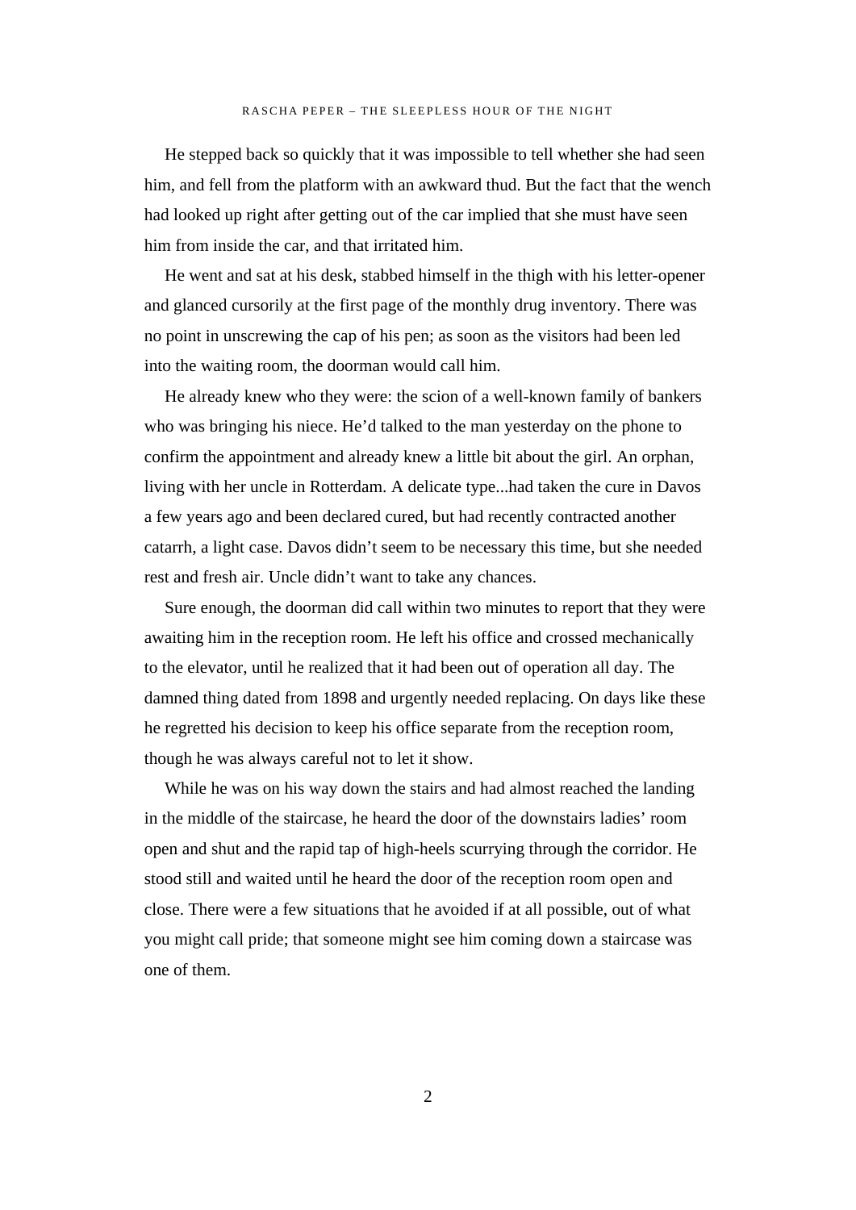He stepped back so quickly that it was impossible to tell whether she had seen him, and fell from the platform with an awkward thud. But the fact that the wench had looked up right after getting out of the car implied that she must have seen him from inside the car, and that irritated him.

He went and sat at his desk, stabbed himself in the thigh with his letter-opener and glanced cursorily at the first page of the monthly drug inventory. There was no point in unscrewing the cap of his pen; as soon as the visitors had been led into the waiting room, the doorman would call him.

He already knew who they were: the scion of a well-known family of bankers who was bringing his niece. He'd talked to the man yesterday on the phone to confirm the appointment and already knew a little bit about the girl. An orphan, living with her uncle in Rotterdam. A delicate type...had taken the cure in Davos a few years ago and been declared cured, but had recently contracted another catarrh, a light case. Davos didn't seem to be necessary this time, but she needed rest and fresh air. Uncle didn't want to take any chances.

Sure enough, the doorman did call within two minutes to report that they were awaiting him in the reception room. He left his office and crossed mechanically to the elevator, until he realized that it had been out of operation all day. The damned thing dated from 1898 and urgently needed replacing. On days like these he regretted his decision to keep his office separate from the reception room, though he was always careful not to let it show.

While he was on his way down the stairs and had almost reached the landing in the middle of the staircase, he heard the door of the downstairs ladies' room open and shut and the rapid tap of high-heels scurrying through the corridor. He stood still and waited until he heard the door of the reception room open and close. There were a few situations that he avoided if at all possible, out of what you might call pride; that someone might see him coming down a staircase was one of them.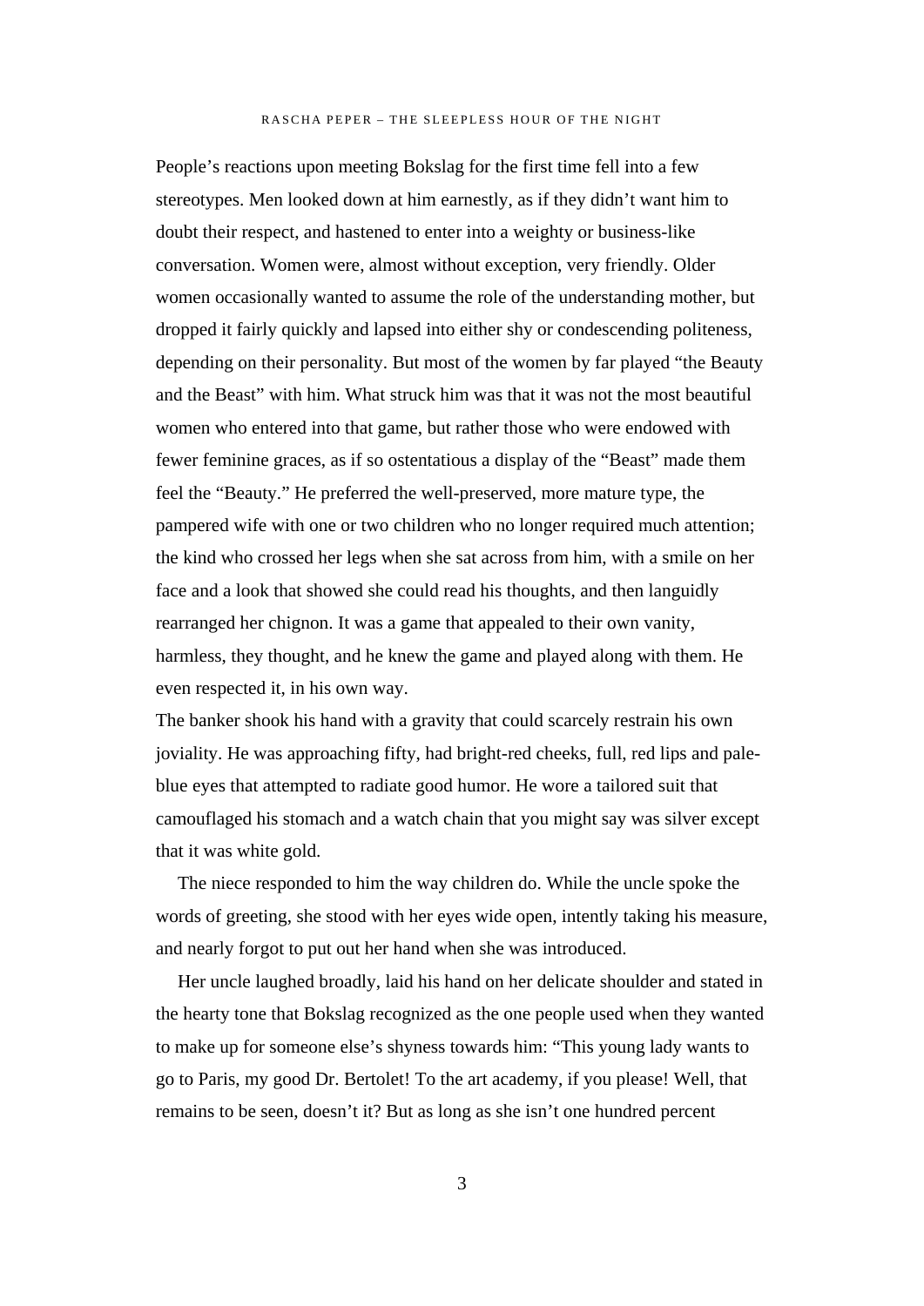People's reactions upon meeting Bokslag for the first time fell into a few stereotypes. Men looked down at him earnestly, as if they didn't want him to doubt their respect, and hastened to enter into a weighty or business-like conversation. Women were, almost without exception, very friendly. Older women occasionally wanted to assume the role of the understanding mother, but dropped it fairly quickly and lapsed into either shy or condescending politeness, depending on their personality. But most of the women by far played "the Beauty and the Beast" with him. What struck him was that it was not the most beautiful women who entered into that game, but rather those who were endowed with fewer feminine graces, as if so ostentatious a display of the "Beast" made them feel the "Beauty." He preferred the well-preserved, more mature type, the pampered wife with one or two children who no longer required much attention; the kind who crossed her legs when she sat across from him, with a smile on her face and a look that showed she could read his thoughts, and then languidly rearranged her chignon. It was a game that appealed to their own vanity, harmless, they thought, and he knew the game and played along with them. He even respected it, in his own way.

The banker shook his hand with a gravity that could scarcely restrain his own joviality. He was approaching fifty, had bright-red cheeks, full, red lips and pale-blue eyes that attempted to radiate good humor. He wore a tailored suit that camouflaged his stomach and a watch chain that you might say was silver except that it was white gold.

The niece responded to him the way children do. While the uncle spoke the words of greeting, she stood with her eyes wide open, intently taking his measure, and nearly forgot to put out her hand when she was introduced.

Her uncle laughed broadly, laid his hand on her delicate shoulder and stated in the hearty tone that Bokslag recognized as the one people used when they wanted to make up for someone else's shyness towards him: "This young lady wants to go to Paris, my good Dr. Bertolet! To the art academy, if you please! Well, that remains to be seen, doesn't it? But as long as she isn't one hundred percent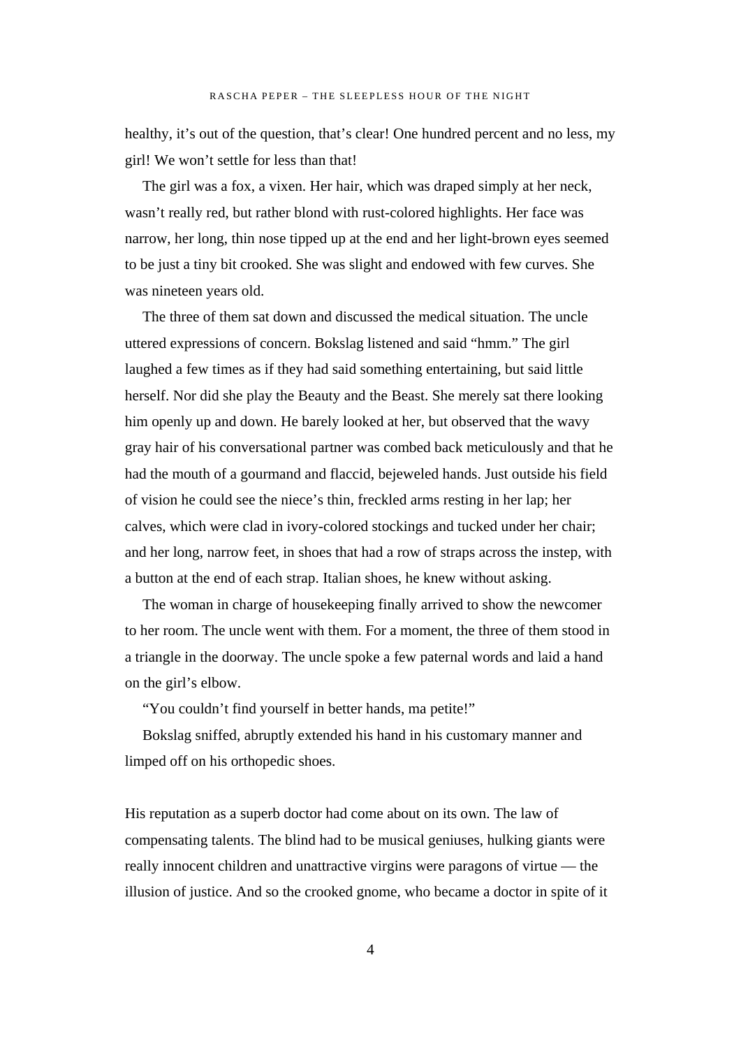healthy, it's out of the question, that's clear! One hundred percent and no less, my girl! We won't settle for less than that!

The girl was a fox, a vixen. Her hair, which was draped simply at her neck, wasn't really red, but rather blond with rust-colored highlights. Her face was narrow, her long, thin nose tipped up at the end and her light-brown eyes seemed to be just a tiny bit crooked. She was slight and endowed with few curves. She was nineteen years old.

The three of them sat down and discussed the medical situation. The uncle uttered expressions of concern. Bokslag listened and said "hmm." The girl laughed a few times as if they had said something entertaining, but said little herself. Nor did she play the Beauty and the Beast. She merely sat there looking him openly up and down. He barely looked at her, but observed that the wavy gray hair of his conversational partner was combed back meticulously and that he had the mouth of a gourmand and flaccid, bejeweled hands. Just outside his field of vision he could see the niece's thin, freckled arms resting in her lap; her calves, which were clad in ivory-colored stockings and tucked under her chair; and her long, narrow feet, in shoes that had a row of straps across the instep, with a button at the end of each strap. Italian shoes, he knew without asking.

The woman in charge of housekeeping finally arrived to show the newcomer to her room. The uncle went with them. For a moment, the three of them stood in a triangle in the doorway. The uncle spoke a few paternal words and laid a hand on the girl's elbow.

"You couldn't find yourself in better hands, ma petite!"

Bokslag sniffed, abruptly extended his hand in his customary manner and limped off on his orthopedic shoes.

His reputation as a superb doctor had come about on its own. The law of compensating talents. The blind had to be musical geniuses, hulking giants were really innocent children and unattractive virgins were paragons of virtue — the illusion of justice. And so the crooked gnome, who became a doctor in spite of it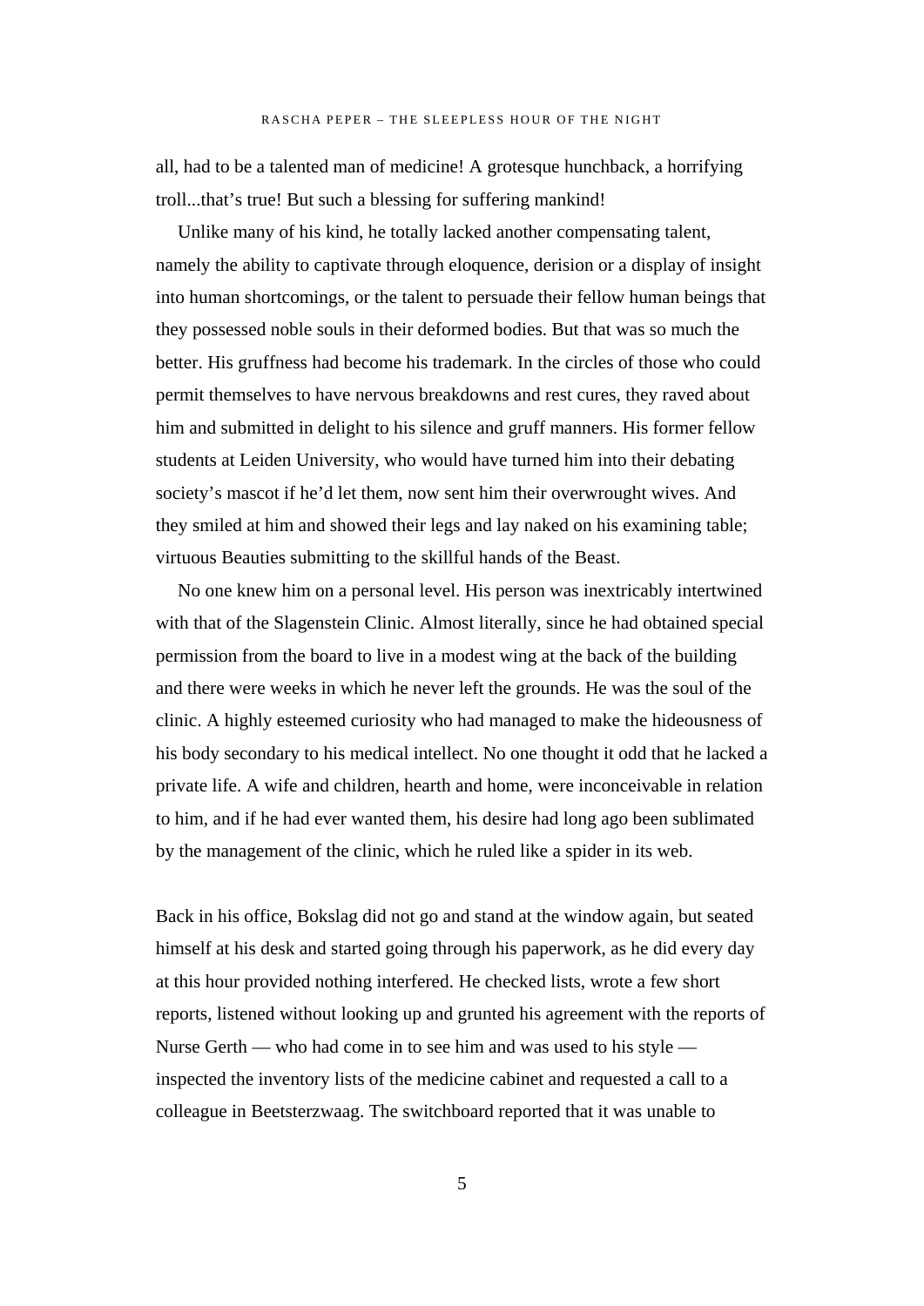all, had to be a talented man of medicine! A grotesque hunchback, a horrifying troll...that’s true! But such a blessing for suffering mankind!

Unlike many of his kind, he totally lacked another compensating talent, namely the ability to captivate through eloquence, derision or a display of insight into human shortcomings, or the talent to persuade their fellow human beings that they possessed noble souls in their deformed bodies. But that was so much the better. His gruffness had become his trademark. In the circles of those who could permit themselves to have nervous breakdowns and rest cures, they raved about him and submitted in delight to his silence and gruff manners. His former fellow students at Leiden University, who would have turned him into their debating society’s mascot if he’d let them, now sent him their overwrought wives. And they smiled at him and showed their legs and lay naked on his examining table; virtuous Beauties submitting to the skillful hands of the Beast.

No one knew him on a personal level. His person was inextricably intertwined with that of the Slagenstein Clinic. Almost literally, since he had obtained special permission from the board to live in a modest wing at the back of the building and there were weeks in which he never left the grounds. He was the soul of the clinic. A highly esteemed curiosity who had managed to make the hideousness of his body secondary to his medical intellect. No one thought it odd that he lacked a private life. A wife and children, hearth and home, were inconceivable in relation to him, and if he had ever wanted them, his desire had long ago been sublimated by the management of the clinic, which he ruled like a spider in its web.

Back in his office, Bokslag did not go and stand at the window again, but seated himself at his desk and started going through his paperwork, as he did every day at this hour provided nothing interfered. He checked lists, wrote a few short reports, listened without looking up and grunted his agreement with the reports of Nurse Gerth — who had come in to see him and was used to his style — inspected the inventory lists of the medicine cabinet and requested a call to a colleague in Beetsterzwaag. The switchboard reported that it was unable to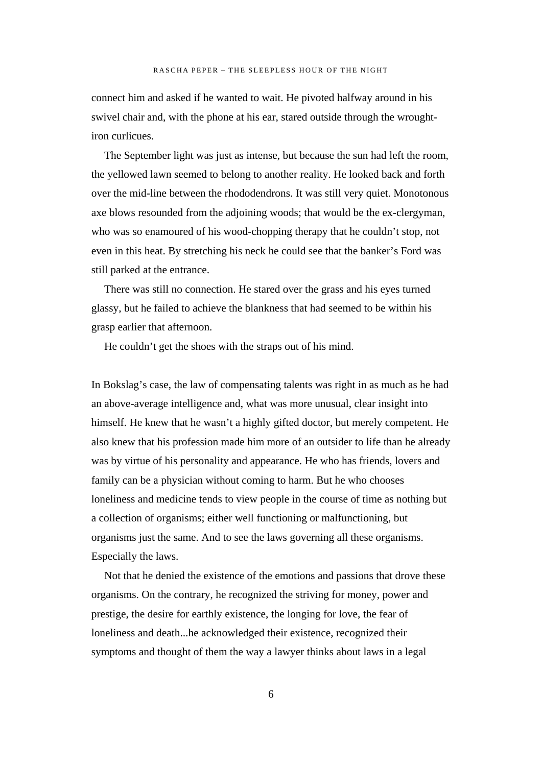connect him and asked if he wanted to wait. He pivoted halfway around in his swivel chair and, with the phone at his ear, stared outside through the wrought-iron curlicues.

The September light was just as intense, but because the sun had left the room, the yellowed lawn seemed to belong to another reality. He looked back and forth over the mid-line between the rhododendrons. It was still very quiet. Monotonous axe blows resounded from the adjoining woods; that would be the ex-clergyman, who was so enamoured of his wood-chopping therapy that he couldn't stop, not even in this heat. By stretching his neck he could see that the banker's Ford was still parked at the entrance.

There was still no connection. He stared over the grass and his eyes turned glassy, but he failed to achieve the blankness that had seemed to be within his grasp earlier that afternoon.

He couldn't get the shoes with the straps out of his mind.

In Bokslag's case, the law of compensating talents was right in as much as he had an above-average intelligence and, what was more unusual, clear insight into himself. He knew that he wasn't a highly gifted doctor, but merely competent. He also knew that his profession made him more of an outsider to life than he already was by virtue of his personality and appearance. He who has friends, lovers and family can be a physician without coming to harm. But he who chooses loneliness and medicine tends to view people in the course of time as nothing but a collection of organisms; either well functioning or malfunctioning, but organisms just the same. And to see the laws governing all these organisms. Especially the laws.

Not that he denied the existence of the emotions and passions that drove these organisms. On the contrary, he recognized the striving for money, power and prestige, the desire for earthly existence, the longing for love, the fear of loneliness and death...he acknowledged their existence, recognized their symptoms and thought of them the way a lawyer thinks about laws in a legal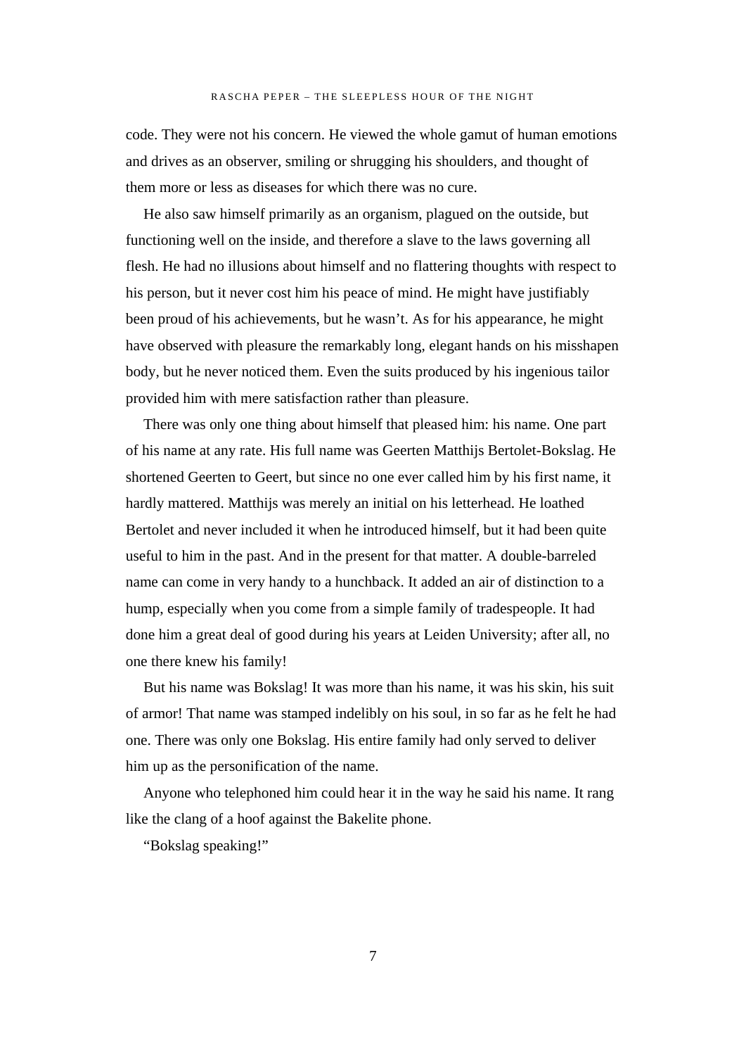code. They were not his concern. He viewed the whole gamut of human emotions and drives as an observer, smiling or shrugging his shoulders, and thought of them more or less as diseases for which there was no cure.

He also saw himself primarily as an organism, plagued on the outside, but functioning well on the inside, and therefore a slave to the laws governing all flesh. He had no illusions about himself and no flattering thoughts with respect to his person, but it never cost him his peace of mind. He might have justifiably been proud of his achievements, but he wasn't. As for his appearance, he might have observed with pleasure the remarkably long, elegant hands on his misshapen body, but he never noticed them. Even the suits produced by his ingenious tailor provided him with mere satisfaction rather than pleasure.

There was only one thing about himself that pleased him: his name. One part of his name at any rate. His full name was Geerten Matthijs Bertolet-Bokslag. He shortened Geerten to Geert, but since no one ever called him by his first name, it hardly mattered. Matthijs was merely an initial on his letterhead. He loathed Bertolet and never included it when he introduced himself, but it had been quite useful to him in the past. And in the present for that matter. A double-barreled name can come in very handy to a hunchback. It added an air of distinction to a hump, especially when you come from a simple family of tradespeople. It had done him a great deal of good during his years at Leiden University; after all, no one there knew his family!

But his name was Bokslag! It was more than his name, it was his skin, his suit of armor! That name was stamped indelibly on his soul, in so far as he felt he had one. There was only one Bokslag. His entire family had only served to deliver him up as the personification of the name.

Anyone who telephoned him could hear it in the way he said his name. It rang like the clang of a hoof against the Bakelite phone.

"Bokslag speaking!"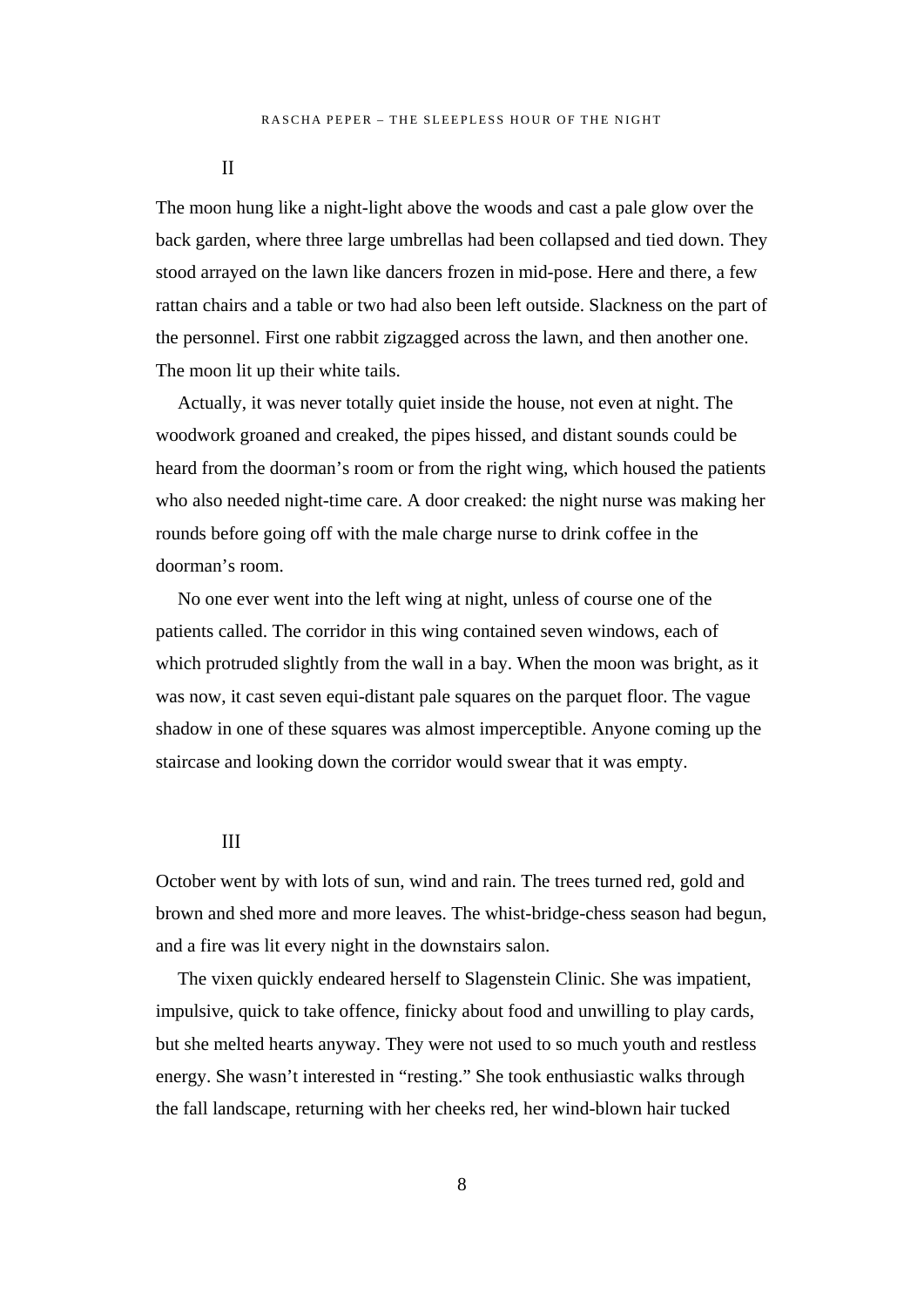## II

The moon hung like a night-light above the woods and cast a pale glow over the back garden, where three large umbrellas had been collapsed and tied down. They stood arrayed on the lawn like dancers frozen in mid-pose. Here and there, a few rattan chairs and a table or two had also been left outside. Slackness on the part of the personnel. First one rabbit zigzagged across the lawn, and then another one. The moon lit up their white tails.

Actually, it was never totally quiet inside the house, not even at night. The woodwork groaned and creaked, the pipes hissed, and distant sounds could be heard from the doorman's room or from the right wing, which housed the patients who also needed night-time care. A door creaked: the night nurse was making her rounds before going off with the male charge nurse to drink coffee in the doorman's room.

No one ever went into the left wing at night, unless of course one of the patients called. The corridor in this wing contained seven windows, each of which protruded slightly from the wall in a bay. When the moon was bright, as it was now, it cast seven equi-distant pale squares on the parquet floor. The vague shadow in one of these squares was almost imperceptible. Anyone coming up the staircase and looking down the corridor would swear that it was empty.

## III

October went by with lots of sun, wind and rain. The trees turned red, gold and brown and shed more and more leaves. The whist-bridge-chess season had begun, and a fire was lit every night in the downstairs salon.

The vixen quickly endeared herself to Slagenstein Clinic. She was impatient, impulsive, quick to take offence, finicky about food and unwilling to play cards, but she melted hearts anyway. They were not used to so much youth and restless energy. She wasn't interested in "resting." She took enthusiastic walks through the fall landscape, returning with her cheeks red, her wind-blown hair tucked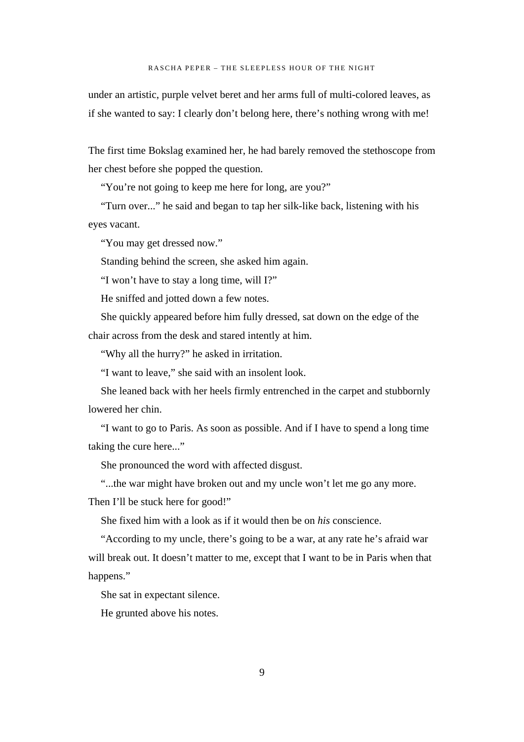under an artistic, purple velvet beret and her arms full of multi-colored leaves, as if she wanted to say: I clearly don't belong here, there's nothing wrong with me!

The first time Bokslag examined her, he had barely removed the stethoscope from her chest before she popped the question.

"You're not going to keep me here for long, are you?"

"Turn over..." he said and began to tap her silk-like back, listening with his eyes vacant.

"You may get dressed now."

Standing behind the screen, she asked him again.

"I won't have to stay a long time, will I?"

He sniffed and jotted down a few notes.

She quickly appeared before him fully dressed, sat down on the edge of the chair across from the desk and stared intently at him.

"Why all the hurry?" he asked in irritation.

"I want to leave," she said with an insolent look.

She leaned back with her heels firmly entrenched in the carpet and stubbornly lowered her chin.

"I want to go to Paris. As soon as possible. And if I have to spend a long time taking the cure here..."

She pronounced the word with affected disgust.

"...the war might have broken out and my uncle won't let me go any more. Then I'll be stuck here for good!"

She fixed him with a look as if it would then be on *his* conscience.

"According to my uncle, there's going to be a war, at any rate he's afraid war will break out. It doesn't matter to me, except that I want to be in Paris when that happens."

She sat in expectant silence.

He grunted above his notes.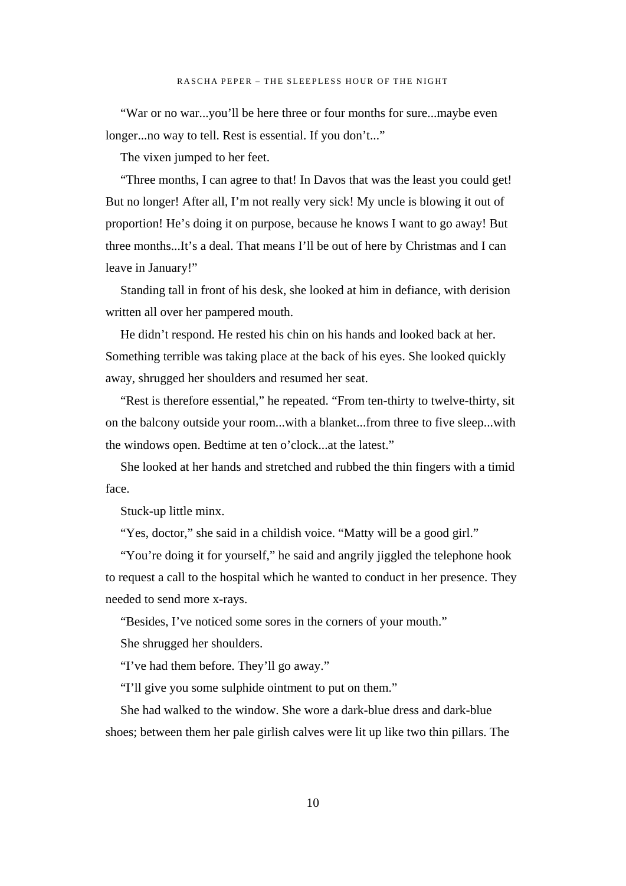"War or no war...you'll be here three or four months for sure...maybe even longer...no way to tell. Rest is essential. If you don't..."

The vixen jumped to her feet.

"Three months, I can agree to that! In Davos that was the least you could get! But no longer! After all, I'm not really very sick! My uncle is blowing it out of proportion! He's doing it on purpose, because he knows I want to go away! But three months...It's a deal. That means I'll be out of here by Christmas and I can leave in January!"

Standing tall in front of his desk, she looked at him in defiance, with derision written all over her pampered mouth.

He didn't respond. He rested his chin on his hands and looked back at her. Something terrible was taking place at the back of his eyes. She looked quickly away, shrugged her shoulders and resumed her seat.

"Rest is therefore essential," he repeated. "From ten-thirty to twelve-thirty, sit on the balcony outside your room...with a blanket...from three to five sleep...with the windows open. Bedtime at ten o'clock...at the latest."

She looked at her hands and stretched and rubbed the thin fingers with a timid face.

Stuck-up little minx.

"Yes, doctor," she said in a childish voice. "Matty will be a good girl."

"You're doing it for yourself," he said and angrily jiggled the telephone hook to request a call to the hospital which he wanted to conduct in her presence. They needed to send more x-rays.

"Besides, I've noticed some sores in the corners of your mouth."

She shrugged her shoulders.

"I've had them before. They'll go away."

"I'll give you some sulphide ointment to put on them."

She had walked to the window. She wore a dark-blue dress and dark-blue shoes; between them her pale girlish calves were lit up like two thin pillars. The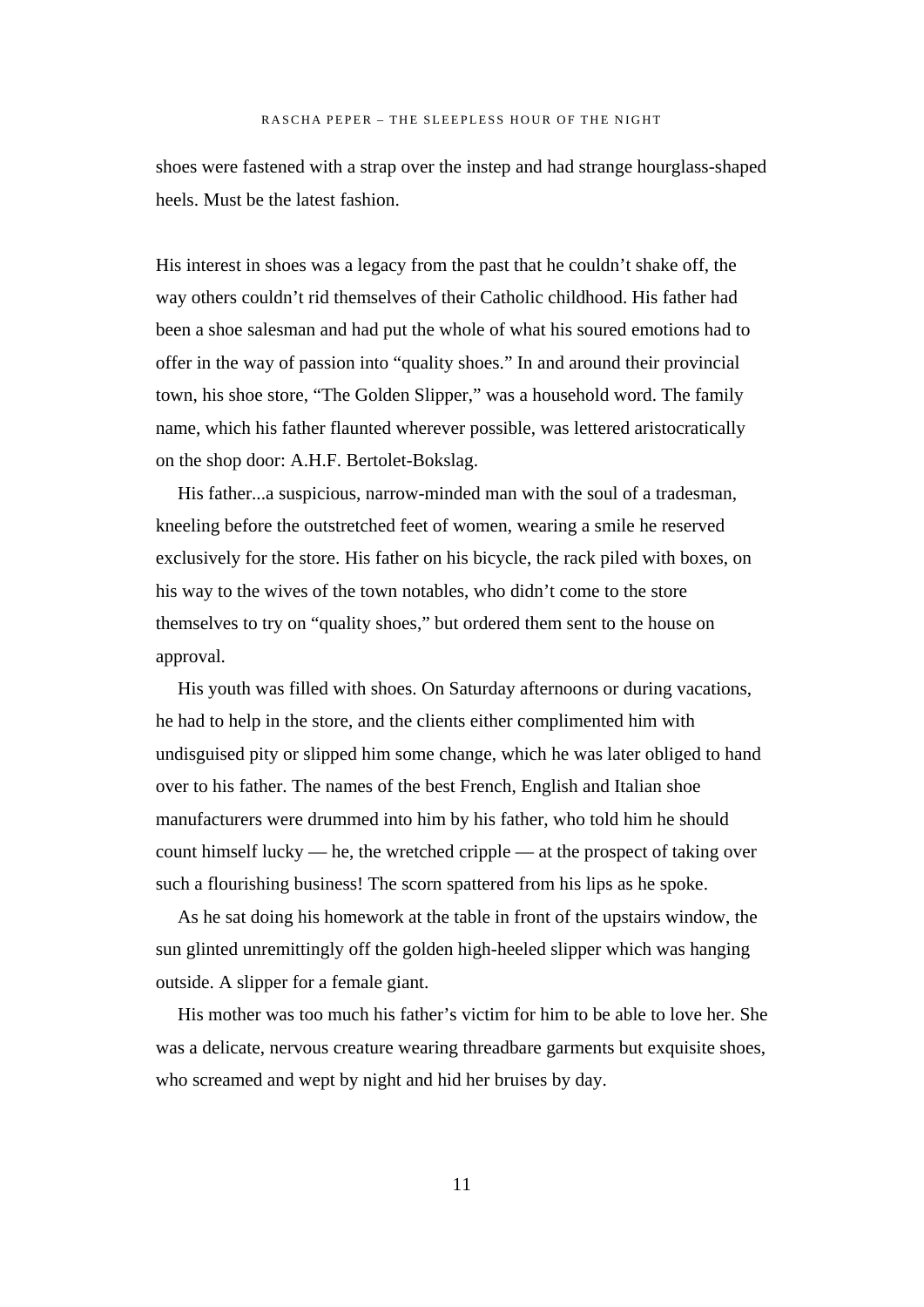shoes were fastened with a strap over the instep and had strange hourglass-shaped heels. Must be the latest fashion.

His interest in shoes was a legacy from the past that he couldn't shake off, the way others couldn't rid themselves of their Catholic childhood. His father had been a shoe salesman and had put the whole of what his soured emotions had to offer in the way of passion into "quality shoes." In and around their provincial town, his shoe store, "The Golden Slipper," was a household word. The family name, which his father flaunted wherever possible, was lettered aristocratically on the shop door: A.H.F. Bertolet-Bokslag.

His father...a suspicious, narrow-minded man with the soul of a tradesman, kneeling before the outstretched feet of women, wearing a smile he reserved exclusively for the store. His father on his bicycle, the rack piled with boxes, on his way to the wives of the town notables, who didn't come to the store themselves to try on "quality shoes," but ordered them sent to the house on approval.

His youth was filled with shoes. On Saturday afternoons or during vacations, he had to help in the store, and the clients either complimented him with undisguised pity or slipped him some change, which he was later obliged to hand over to his father. The names of the best French, English and Italian shoe manufacturers were drummed into him by his father, who told him he should count himself lucky — he, the wretched cripple — at the prospect of taking over such a flourishing business! The scorn spattered from his lips as he spoke.

As he sat doing his homework at the table in front of the upstairs window, the sun glinted unremittingly off the golden high-heeled slipper which was hanging outside. A slipper for a female giant.

His mother was too much his father's victim for him to be able to love her. She was a delicate, nervous creature wearing threadbare garments but exquisite shoes, who screamed and wept by night and hid her bruises by day.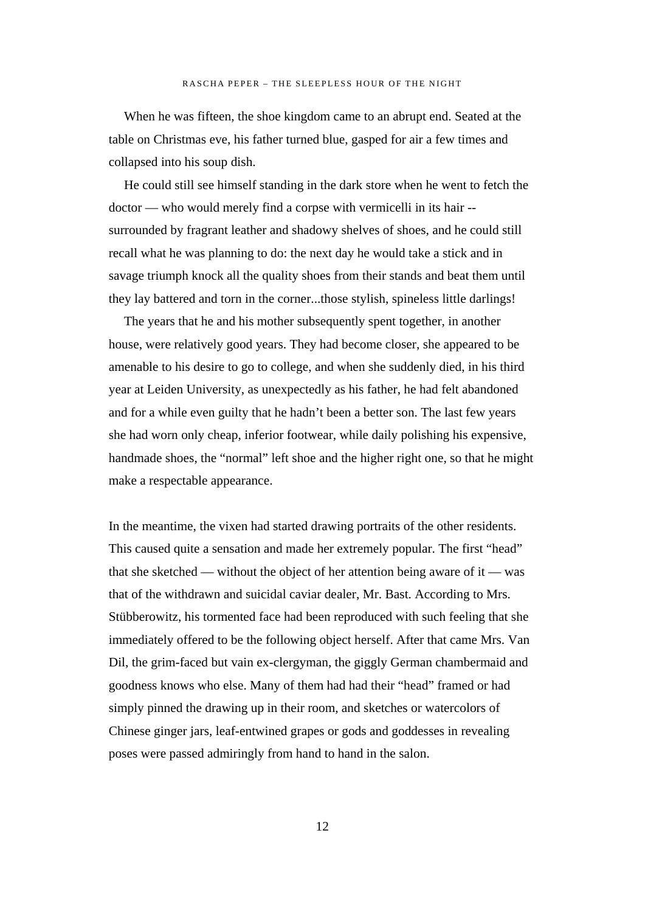When he was fifteen, the shoe kingdom came to an abrupt end. Seated at the table on Christmas eve, his father turned blue, gasped for air a few times and collapsed into his soup dish.

He could still see himself standing in the dark store when he went to fetch the doctor — who would merely find a corpse with vermicelli in its hair -- surrounded by fragrant leather and shadowy shelves of shoes, and he could still recall what he was planning to do: the next day he would take a stick and in savage triumph knock all the quality shoes from their stands and beat them until they lay battered and torn in the corner...those stylish, spineless little darlings!

The years that he and his mother subsequently spent together, in another house, were relatively good years. They had become closer, she appeared to be amenable to his desire to go to college, and when she suddenly died, in his third year at Leiden University, as unexpectedly as his father, he had felt abandoned and for a while even guilty that he hadn't been a better son. The last few years she had worn only cheap, inferior footwear, while daily polishing his expensive, handmade shoes, the "normal" left shoe and the higher right one, so that he might make a respectable appearance.

In the meantime, the vixen had started drawing portraits of the other residents. This caused quite a sensation and made her extremely popular. The first "head" that she sketched — without the object of her attention being aware of it — was that of the withdrawn and suicidal caviar dealer, Mr. Bast. According to Mrs. Stübberowitz, his tormented face had been reproduced with such feeling that she immediately offered to be the following object herself. After that came Mrs. Van Dil, the grim-faced but vain ex-clergyman, the giggly German chambermaid and goodness knows who else. Many of them had had their "head" framed or had simply pinned the drawing up in their room, and sketches or watercolors of Chinese ginger jars, leaf-entwined grapes or gods and goddesses in revealing poses were passed admiringly from hand to hand in the salon.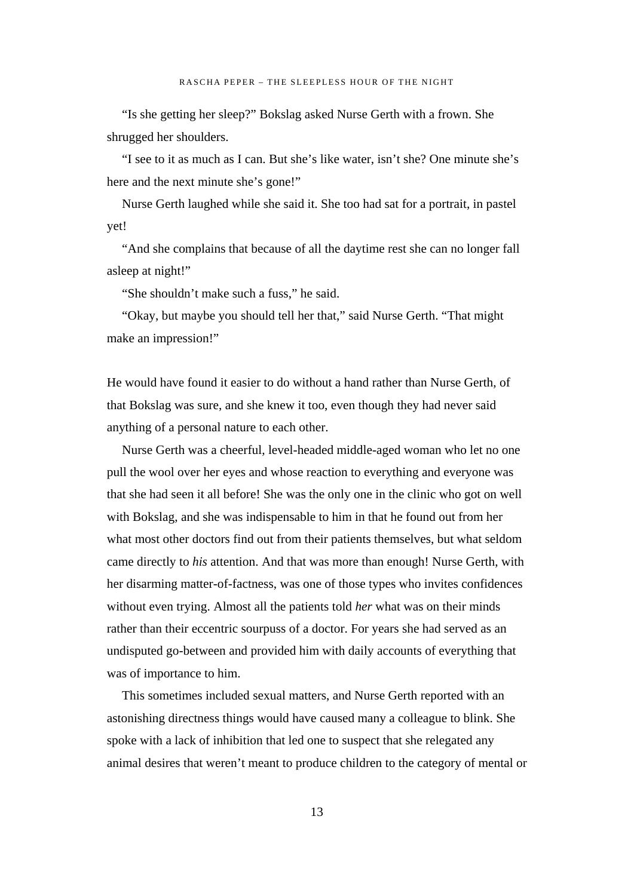"Is she getting her sleep?" Bokslag asked Nurse Gerth with a frown. She shrugged her shoulders.

"I see to it as much as I can. But she's like water, isn't she? One minute she's here and the next minute she's gone!"

Nurse Gerth laughed while she said it. She too had sat for a portrait, in pastel yet!

"And she complains that because of all the daytime rest she can no longer fall asleep at night!"

"She shouldn't make such a fuss," he said.

"Okay, but maybe you should tell her that," said Nurse Gerth. "That might make an impression!"

He would have found it easier to do without a hand rather than Nurse Gerth, of that Bokslag was sure, and she knew it too, even though they had never said anything of a personal nature to each other.

Nurse Gerth was a cheerful, level-headed middle-aged woman who let no one pull the wool over her eyes and whose reaction to everything and everyone was that she had seen it all before! She was the only one in the clinic who got on well with Bokslag, and she was indispensable to him in that he found out from her what most other doctors find out from their patients themselves, but what seldom came directly to *his* attention. And that was more than enough! Nurse Gerth, with her disarming matter-of-factness, was one of those types who invites confidences without even trying. Almost all the patients told *her* what was on their minds rather than their eccentric sourpuss of a doctor. For years she had served as an undisputed go-between and provided him with daily accounts of everything that was of importance to him.

This sometimes included sexual matters, and Nurse Gerth reported with an astonishing directness things would have caused many a colleague to blink. She spoke with a lack of inhibition that led one to suspect that she relegated any animal desires that weren't meant to produce children to the category of mental or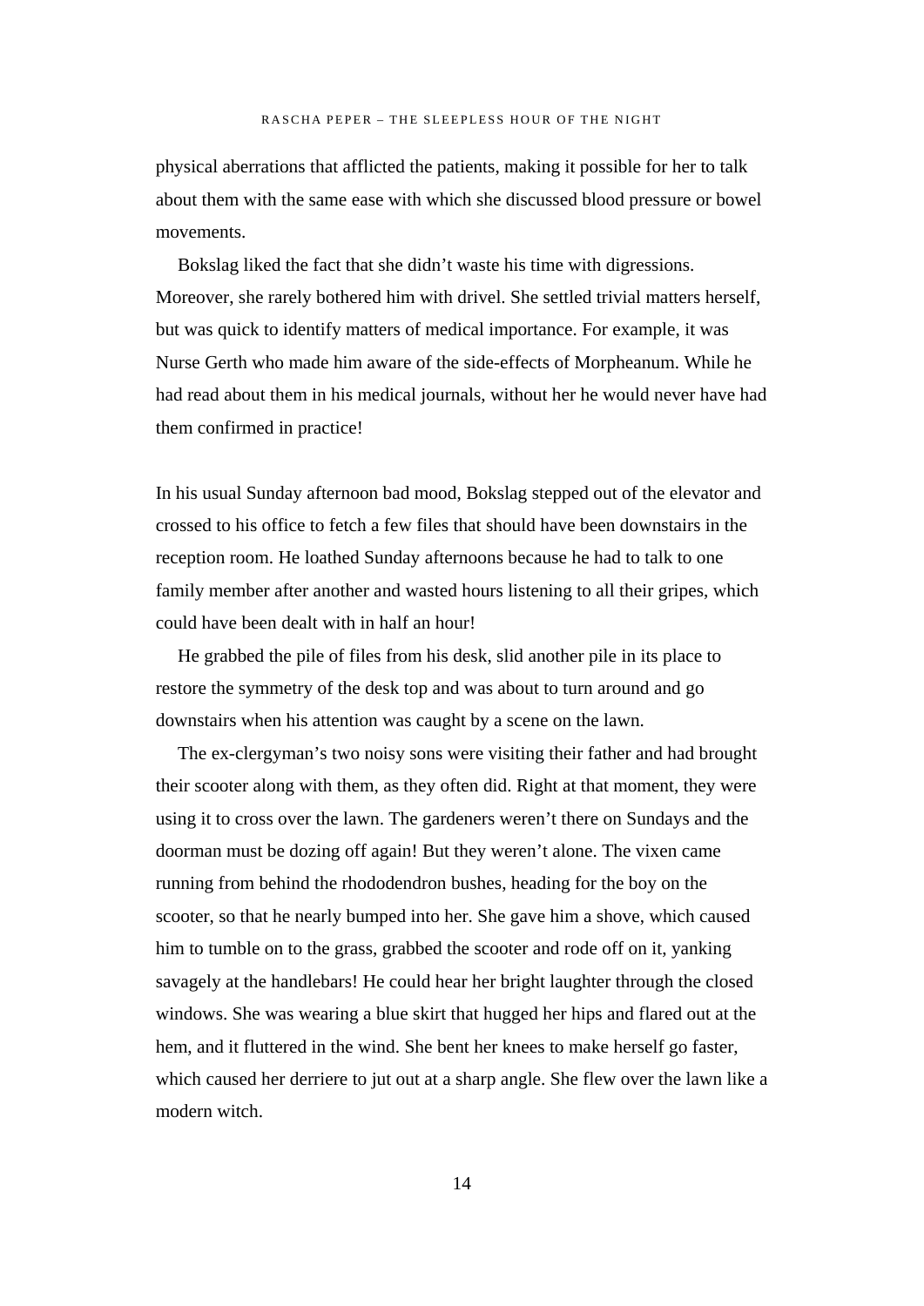physical aberrations that afflicted the patients, making it possible for her to talk about them with the same ease with which she discussed blood pressure or bowel movements.

Bokslag liked the fact that she didn't waste his time with digressions. Moreover, she rarely bothered him with drivel. She settled trivial matters herself, but was quick to identify matters of medical importance. For example, it was Nurse Gerth who made him aware of the side-effects of Morpheanum. While he had read about them in his medical journals, without her he would never have had them confirmed in practice!

In his usual Sunday afternoon bad mood, Bokslag stepped out of the elevator and crossed to his office to fetch a few files that should have been downstairs in the reception room. He loathed Sunday afternoons because he had to talk to one family member after another and wasted hours listening to all their gripes, which could have been dealt with in half an hour!

He grabbed the pile of files from his desk, slid another pile in its place to restore the symmetry of the desk top and was about to turn around and go downstairs when his attention was caught by a scene on the lawn.

The ex-clergyman's two noisy sons were visiting their father and had brought their scooter along with them, as they often did. Right at that moment, they were using it to cross over the lawn. The gardeners weren't there on Sundays and the doorman must be dozing off again! But they weren't alone. The vixen came running from behind the rhododendron bushes, heading for the boy on the scooter, so that he nearly bumped into her. She gave him a shove, which caused him to tumble on to the grass, grabbed the scooter and rode off on it, yanking savagely at the handlebars! He could hear her bright laughter through the closed windows. She was wearing a blue skirt that hugged her hips and flared out at the hem, and it fluttered in the wind. She bent her knees to make herself go faster, which caused her derriere to jut out at a sharp angle. She flew over the lawn like a modern witch.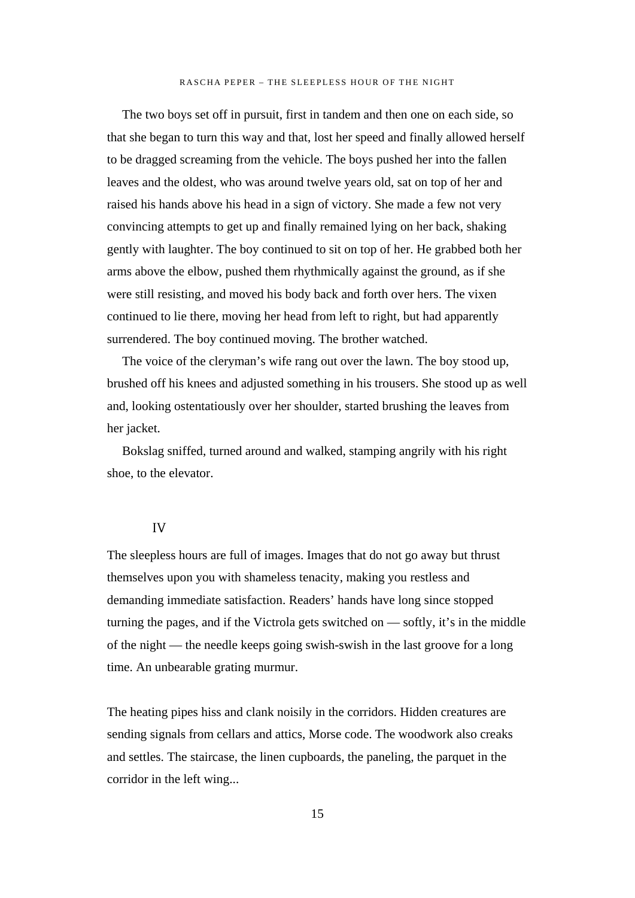The two boys set off in pursuit, first in tandem and then one on each side, so that she began to turn this way and that, lost her speed and finally allowed herself to be dragged screaming from the vehicle. The boys pushed her into the fallen leaves and the oldest, who was around twelve years old, sat on top of her and raised his hands above his head in a sign of victory. She made a few not very convincing attempts to get up and finally remained lying on her back, shaking gently with laughter. The boy continued to sit on top of her. He grabbed both her arms above the elbow, pushed them rhythmically against the ground, as if she were still resisting, and moved his body back and forth over hers. The vixen continued to lie there, moving her head from left to right, but had apparently surrendered. The boy continued moving. The brother watched.

The voice of the cleryman's wife rang out over the lawn. The boy stood up, brushed off his knees and adjusted something in his trousers. She stood up as well and, looking ostentatiously over her shoulder, started brushing the leaves from her jacket.

Bokslag sniffed, turned around and walked, stamping angrily with his right shoe, to the elevator.

## IV

The sleepless hours are full of images. Images that do not go away but thrust themselves upon you with shameless tenacity, making you restless and demanding immediate satisfaction. Readers' hands have long since stopped turning the pages, and if the Victrola gets switched on — softly, it's in the middle of the night — the needle keeps going swish-swish in the last groove for a long time. An unbearable grating murmur.

The heating pipes hiss and clank noisily in the corridors. Hidden creatures are sending signals from cellars and attics, Morse code. The woodwork also creaks and settles. The staircase, the linen cupboards, the paneling, the parquet in the corridor in the left wing...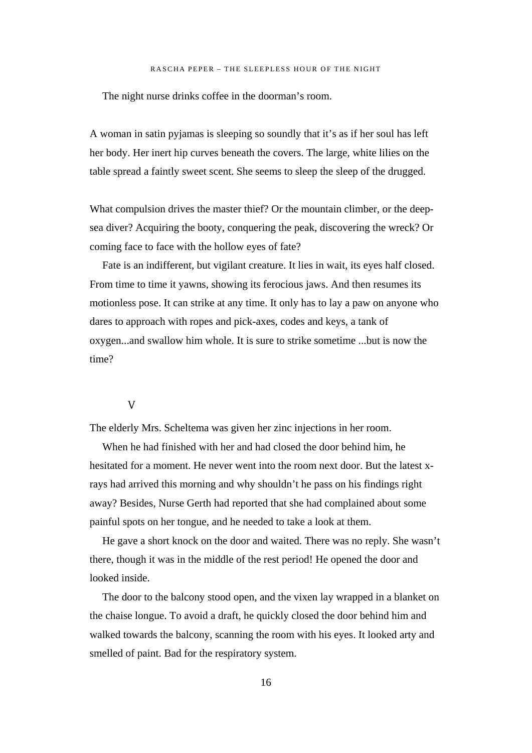The night nurse drinks coffee in the doorman's room.

A woman in satin pyjamas is sleeping so soundly that it's as if her soul has left her body. Her inert hip curves beneath the covers. The large, white lilies on the table spread a faintly sweet scent. She seems to sleep the sleep of the drugged.

What compulsion drives the master thief? Or the mountain climber, or the deep-sea diver? Acquiring the booty, conquering the peak, discovering the wreck? Or coming face to face with the hollow eyes of fate?

Fate is an indifferent, but vigilant creature. It lies in wait, its eyes half closed. From time to time it yawns, showing its ferocious jaws. And then resumes its motionless pose. It can strike at any time. It only has to lay a paw on anyone who dares to approach with ropes and pick-axes, codes and keys, a tank of oxygen...and swallow him whole. It is sure to strike sometime ...but is now the time?

## V

The elderly Mrs. Scheltema was given her zinc injections in her room.

When he had finished with her and had closed the door behind him, he hesitated for a moment. He never went into the room next door. But the latest x-rays had arrived this morning and why shouldn't he pass on his findings right away? Besides, Nurse Gerth had reported that she had complained about some painful spots on her tongue, and he needed to take a look at them.

He gave a short knock on the door and waited. There was no reply. She wasn't there, though it was in the middle of the rest period! He opened the door and looked inside.

The door to the balcony stood open, and the vixen lay wrapped in a blanket on the chaise longue. To avoid a draft, he quickly closed the door behind him and walked towards the balcony, scanning the room with his eyes. It looked arty and smelled of paint. Bad for the respiratory system.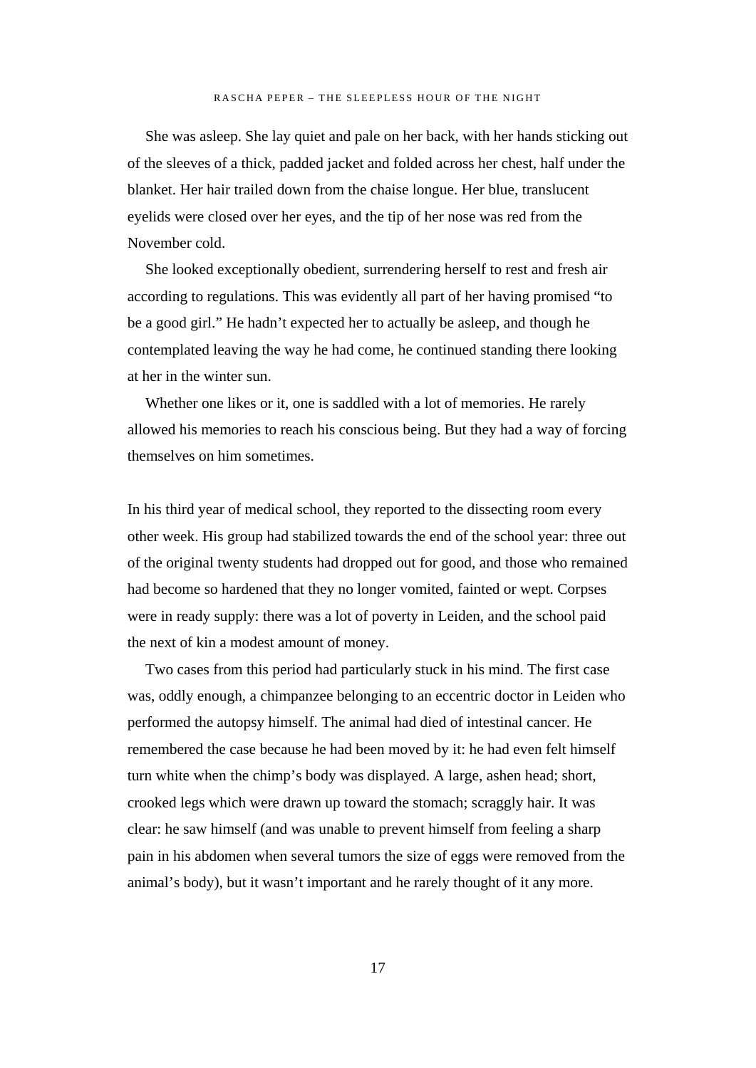She was asleep. She lay quiet and pale on her back, with her hands sticking out of the sleeves of a thick, padded jacket and folded across her chest, half under the blanket. Her hair trailed down from the chaise longue. Her blue, translucent eyelids were closed over her eyes, and the tip of her nose was red from the November cold.

She looked exceptionally obedient, surrendering herself to rest and fresh air according to regulations. This was evidently all part of her having promised "to be a good girl." He hadn't expected her to actually be asleep, and though he contemplated leaving the way he had come, he continued standing there looking at her in the winter sun.

Whether one likes or it, one is saddled with a lot of memories. He rarely allowed his memories to reach his conscious being. But they had a way of forcing themselves on him sometimes.

In his third year of medical school, they reported to the dissecting room every other week. His group had stabilized towards the end of the school year: three out of the original twenty students had dropped out for good, and those who remained had become so hardened that they no longer vomited, fainted or wept. Corpses were in ready supply: there was a lot of poverty in Leiden, and the school paid the next of kin a modest amount of money.

Two cases from this period had particularly stuck in his mind. The first case was, oddly enough, a chimpanzee belonging to an eccentric doctor in Leiden who performed the autopsy himself. The animal had died of intestinal cancer. He remembered the case because he had been moved by it: he had even felt himself turn white when the chimp's body was displayed. A large, ashen head; short, crooked legs which were drawn up toward the stomach; scraggly hair. It was clear: he saw himself (and was unable to prevent himself from feeling a sharp pain in his abdomen when several tumors the size of eggs were removed from the animal's body), but it wasn't important and he rarely thought of it any more.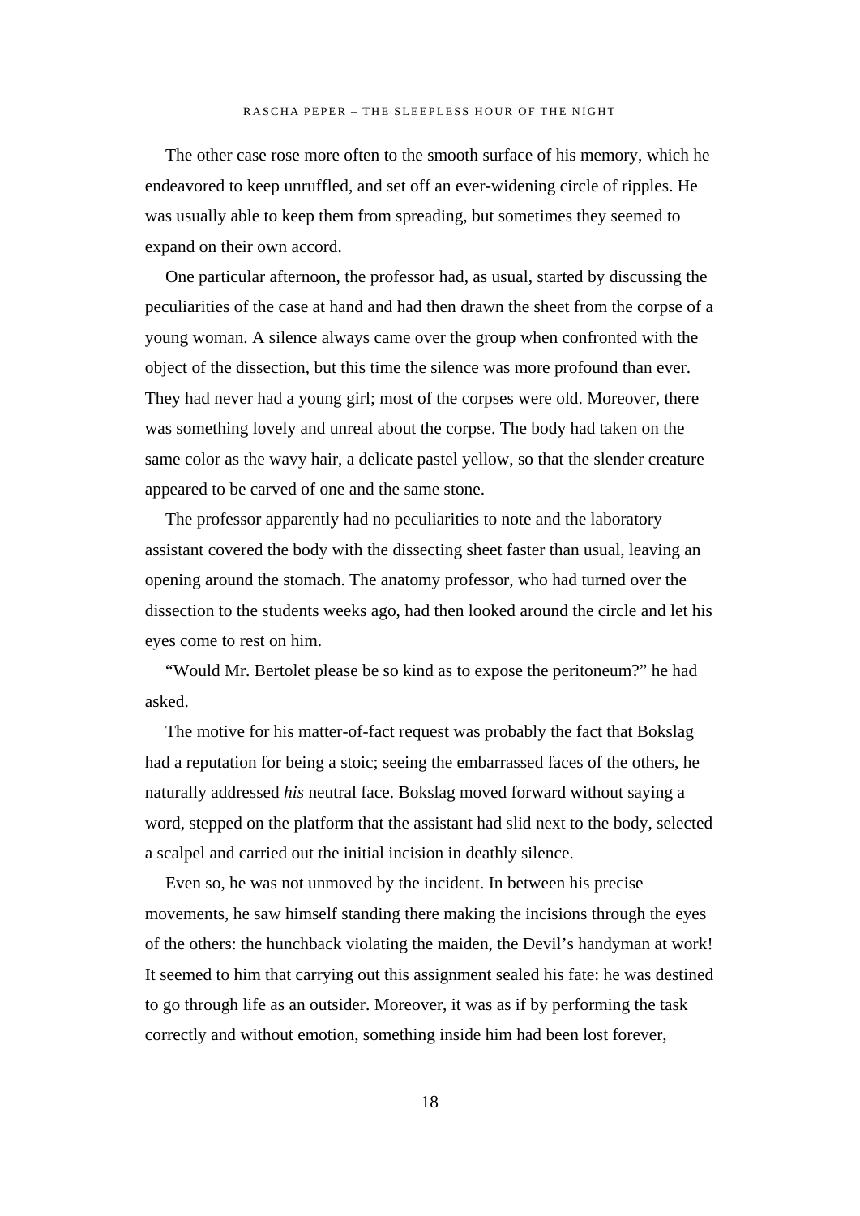The other case rose more often to the smooth surface of his memory, which he endeavored to keep unruffled, and set off an ever-widening circle of ripples. He was usually able to keep them from spreading, but sometimes they seemed to expand on their own accord.

One particular afternoon, the professor had, as usual, started by discussing the peculiarities of the case at hand and had then drawn the sheet from the corpse of a young woman. A silence always came over the group when confronted with the object of the dissection, but this time the silence was more profound than ever. They had never had a young girl; most of the corpses were old. Moreover, there was something lovely and unreal about the corpse. The body had taken on the same color as the wavy hair, a delicate pastel yellow, so that the slender creature appeared to be carved of one and the same stone.

The professor apparently had no peculiarities to note and the laboratory assistant covered the body with the dissecting sheet faster than usual, leaving an opening around the stomach. The anatomy professor, who had turned over the dissection to the students weeks ago, had then looked around the circle and let his eyes come to rest on him.

"Would Mr. Bertolet please be so kind as to expose the peritoneum?" he had asked.

The motive for his matter-of-fact request was probably the fact that Bokslag had a reputation for being a stoic; seeing the embarrassed faces of the others, he naturally addressed *his* neutral face. Bokslag moved forward without saying a word, stepped on the platform that the assistant had slid next to the body, selected a scalpel and carried out the initial incision in deathly silence.

Even so, he was not unmoved by the incident. In between his precise movements, he saw himself standing there making the incisions through the eyes of the others: the hunchback violating the maiden, the Devil's handyman at work! It seemed to him that carrying out this assignment sealed his fate: he was destined to go through life as an outsider. Moreover, it was as if by performing the task correctly and without emotion, something inside him had been lost forever,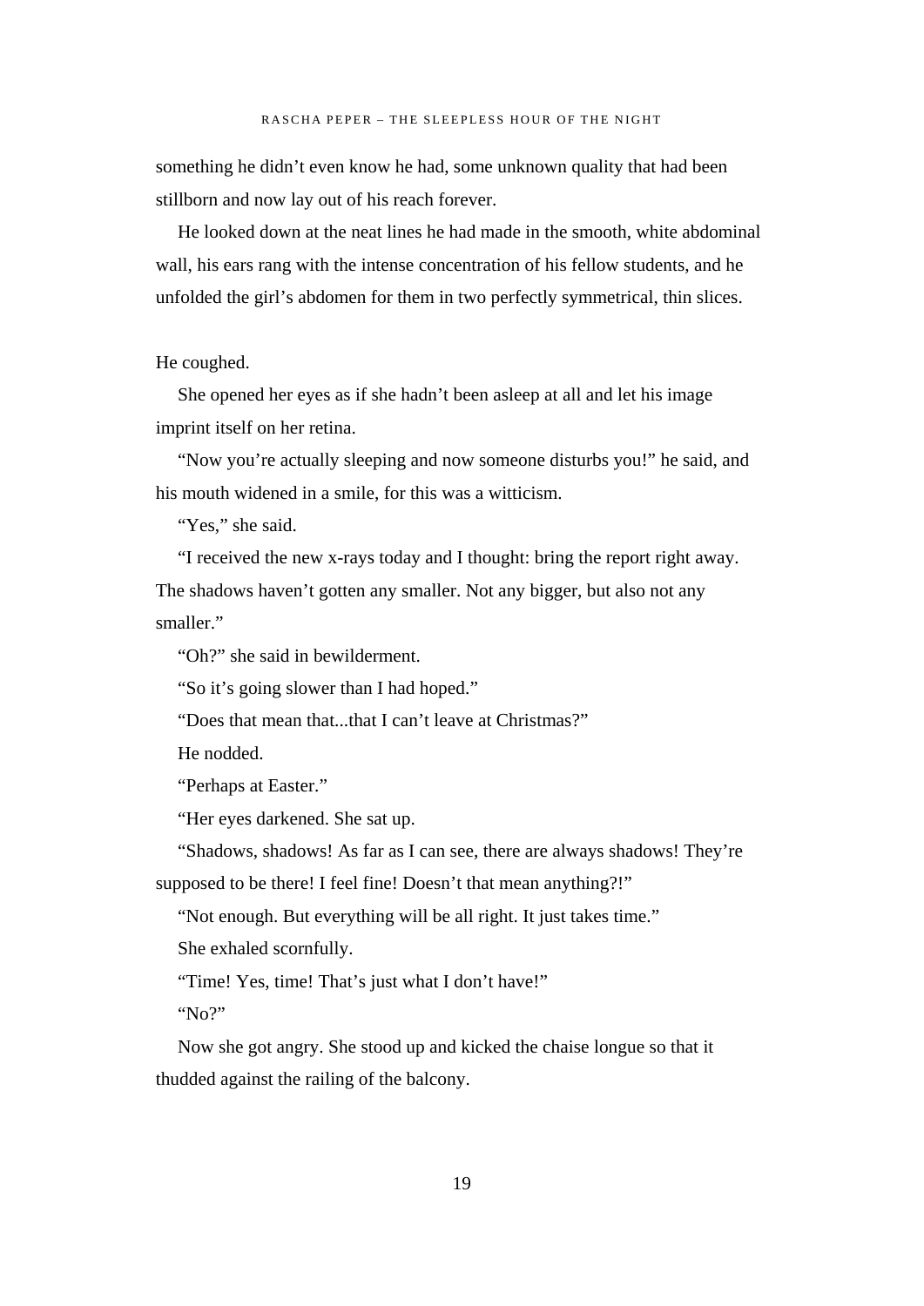something he didn't even know he had, some unknown quality that had been stillborn and now lay out of his reach forever.

He looked down at the neat lines he had made in the smooth, white abdominal wall, his ears rang with the intense concentration of his fellow students, and he unfolded the girl's abdomen for them in two perfectly symmetrical, thin slices.

He coughed.

She opened her eyes as if she hadn't been asleep at all and let his image imprint itself on her retina.

"Now you're actually sleeping and now someone disturbs you!" he said, and his mouth widened in a smile, for this was a witticism.

"Yes," she said.

"I received the new x-rays today and I thought: bring the report right away. The shadows haven't gotten any smaller. Not any bigger, but also not any smaller."

"Oh?" she said in bewilderment.

"So it's going slower than I had hoped."

"Does that mean that...that I can't leave at Christmas?"

He nodded.

"Perhaps at Easter."

"Her eyes darkened. She sat up.

"Shadows, shadows! As far as I can see, there are always shadows! They're supposed to be there! I feel fine! Doesn't that mean anything?!"

"Not enough. But everything will be all right. It just takes time."

She exhaled scornfully.

"Time! Yes, time! That's just what I don't have!"

"No?"

Now she got angry. She stood up and kicked the chaise longue so that it thudded against the railing of the balcony.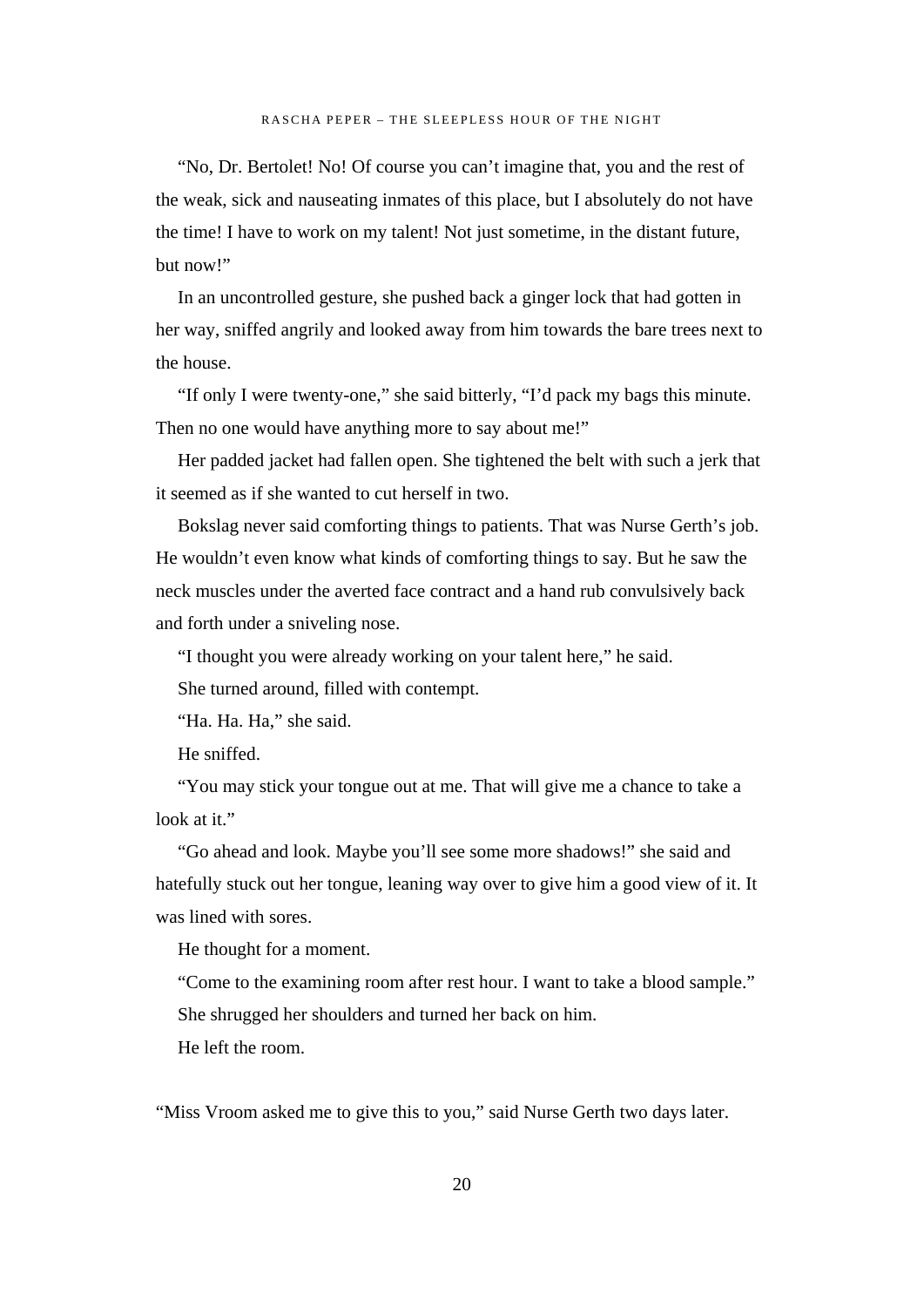"No, Dr. Bertolet! No! Of course you can't imagine that, you and the rest of the weak, sick and nauseating inmates of this place, but I absolutely do not have the time! I have to work on my talent! Not just sometime, in the distant future, but now!"

In an uncontrolled gesture, she pushed back a ginger lock that had gotten in her way, sniffed angrily and looked away from him towards the bare trees next to the house.

"If only I were twenty-one," she said bitterly, "I'd pack my bags this minute. Then no one would have anything more to say about me!"

Her padded jacket had fallen open. She tightened the belt with such a jerk that it seemed as if she wanted to cut herself in two.

Bokslag never said comforting things to patients. That was Nurse Gerth's job. He wouldn't even know what kinds of comforting things to say. But he saw the neck muscles under the averted face contract and a hand rub convulsively back and forth under a sniveling nose.

"I thought you were already working on your talent here," he said.

She turned around, filled with contempt.

"Ha. Ha. Ha," she said.

He sniffed.

"You may stick your tongue out at me. That will give me a chance to take a look at it."

"Go ahead and look. Maybe you'll see some more shadows!" she said and hatefully stuck out her tongue, leaning way over to give him a good view of it. It was lined with sores.

He thought for a moment.

"Come to the examining room after rest hour. I want to take a blood sample."

She shrugged her shoulders and turned her back on him.

He left the room.

"Miss Vroom asked me to give this to you," said Nurse Gerth two days later.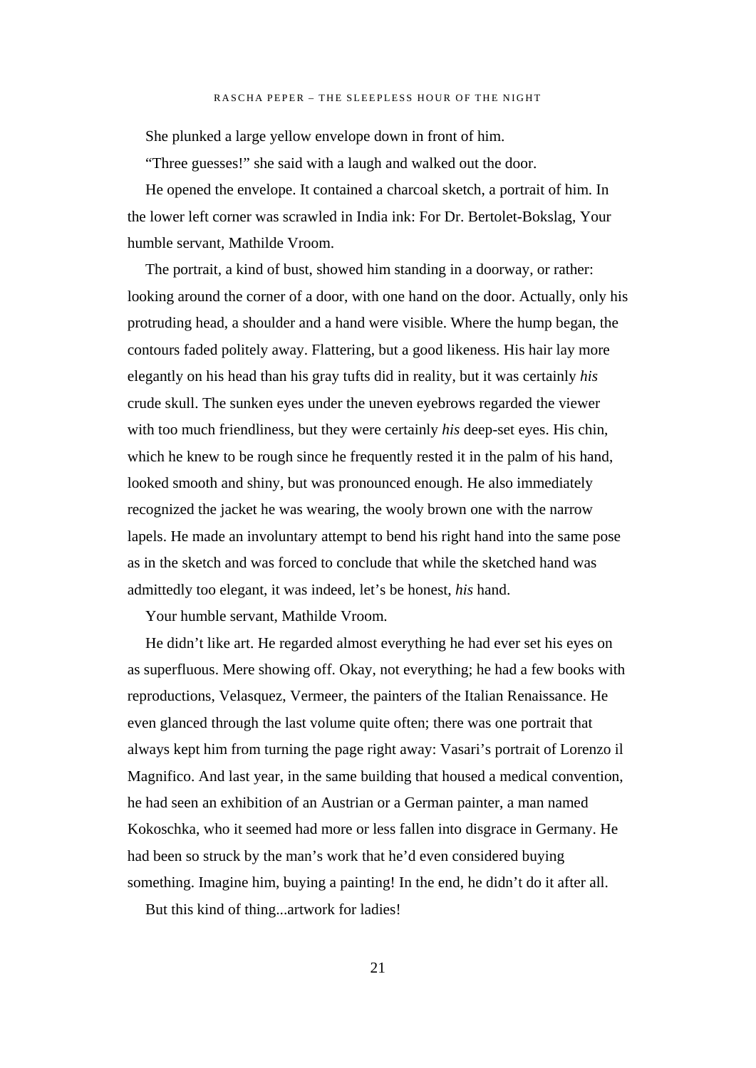She plunked a large yellow envelope down in front of him.

"Three guesses!" she said with a laugh and walked out the door.

He opened the envelope. It contained a charcoal sketch, a portrait of him. In the lower left corner was scrawled in India ink: For Dr. Bertolet-Bokslag, Your humble servant, Mathilde Vroom.

The portrait, a kind of bust, showed him standing in a doorway, or rather: looking around the corner of a door, with one hand on the door. Actually, only his protruding head, a shoulder and a hand were visible. Where the hump began, the contours faded politely away. Flattering, but a good likeness. His hair lay more elegantly on his head than his gray tufts did in reality, but it was certainly *his* crude skull. The sunken eyes under the uneven eyebrows regarded the viewer with too much friendliness, but they were certainly *his* deep-set eyes. His chin, which he knew to be rough since he frequently rested it in the palm of his hand, looked smooth and shiny, but was pronounced enough. He also immediately recognized the jacket he was wearing, the wooly brown one with the narrow lapels. He made an involuntary attempt to bend his right hand into the same pose as in the sketch and was forced to conclude that while the sketched hand was admittedly too elegant, it was indeed, let's be honest, *his* hand.

Your humble servant, Mathilde Vroom.

He didn't like art. He regarded almost everything he had ever set his eyes on as superfluous. Mere showing off. Okay, not everything; he had a few books with reproductions, Velasquez, Vermeer, the painters of the Italian Renaissance. He even glanced through the last volume quite often; there was one portrait that always kept him from turning the page right away: Vasari's portrait of Lorenzo il Magnifico. And last year, in the same building that housed a medical convention, he had seen an exhibition of an Austrian or a German painter, a man named Kokoschka, who it seemed had more or less fallen into disgrace in Germany. He had been so struck by the man's work that he'd even considered buying something. Imagine him, buying a painting! In the end, he didn't do it after all.

But this kind of thing...artwork for ladies!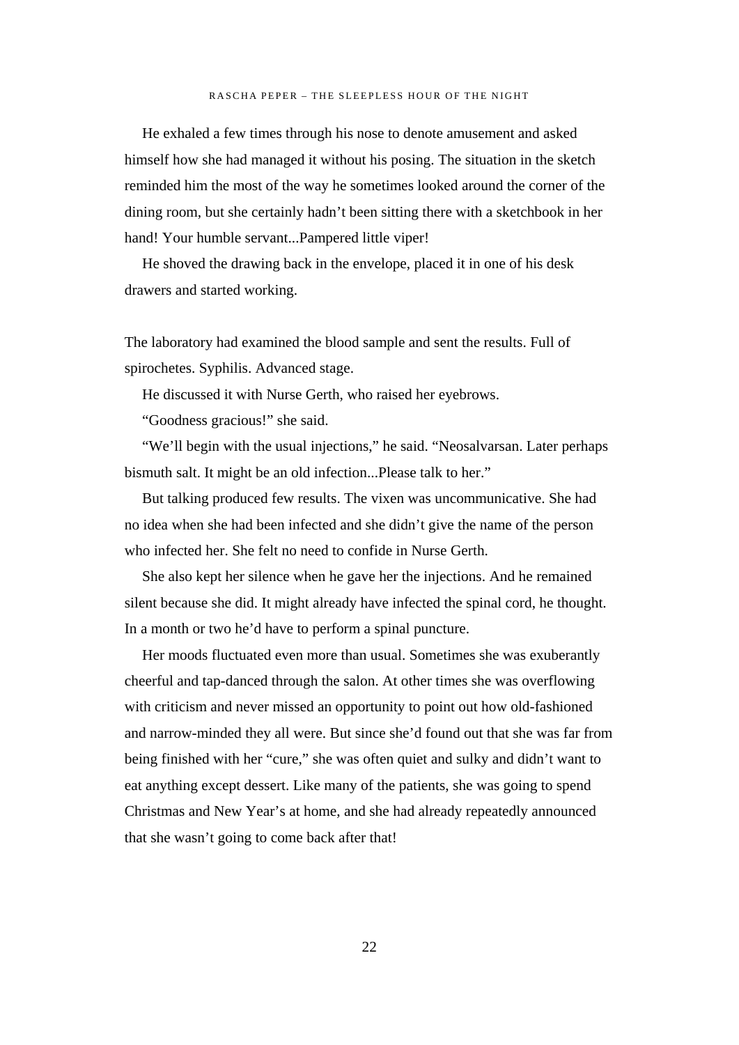He exhaled a few times through his nose to denote amusement and asked himself how she had managed it without his posing. The situation in the sketch reminded him the most of the way he sometimes looked around the corner of the dining room, but she certainly hadn't been sitting there with a sketchbook in her hand! Your humble servant...Pampered little viper!

He shoved the drawing back in the envelope, placed it in one of his desk drawers and started working.

The laboratory had examined the blood sample and sent the results. Full of spirochetes. Syphilis. Advanced stage.

He discussed it with Nurse Gerth, who raised her eyebrows.

"Goodness gracious!" she said.

"We'll begin with the usual injections," he said. "Neosalvarsan. Later perhaps bismuth salt. It might be an old infection...Please talk to her."

But talking produced few results. The vixen was uncommunicative. She had no idea when she had been infected and she didn't give the name of the person who infected her. She felt no need to confide in Nurse Gerth.

She also kept her silence when he gave her the injections. And he remained silent because she did. It might already have infected the spinal cord, he thought. In a month or two he'd have to perform a spinal puncture.

Her moods fluctuated even more than usual. Sometimes she was exuberantly cheerful and tap-danced through the salon. At other times she was overflowing with criticism and never missed an opportunity to point out how old-fashioned and narrow-minded they all were. But since she'd found out that she was far from being finished with her "cure," she was often quiet and sulky and didn't want to eat anything except dessert. Like many of the patients, she was going to spend Christmas and New Year's at home, and she had already repeatedly announced that she wasn't going to come back after that!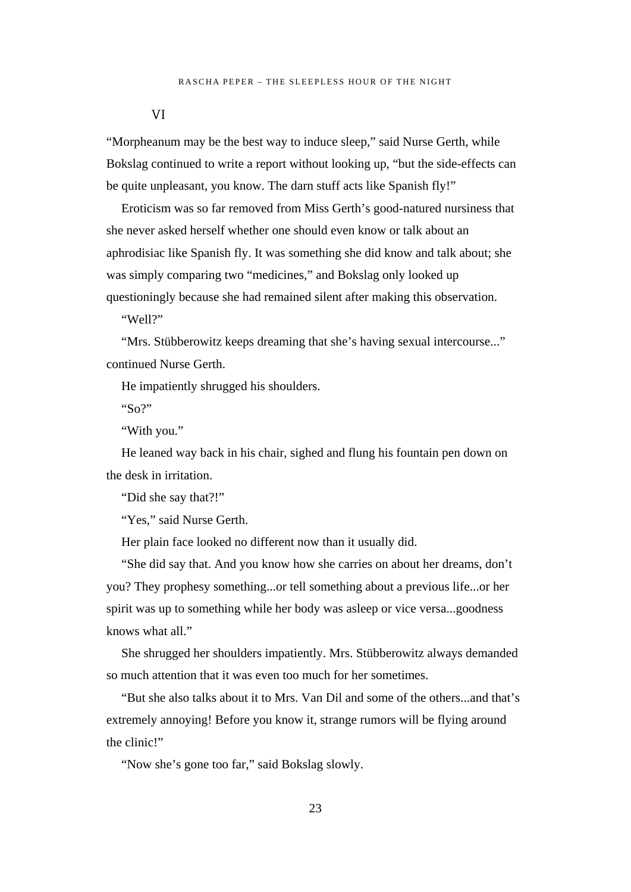## VI

"Morpheanum may be the best way to induce sleep," said Nurse Gerth, while Bokslag continued to write a report without looking up, "but the side-effects can be quite unpleasant, you know. The darn stuff acts like Spanish fly!"

Eroticism was so far removed from Miss Gerth's good-natured nursiness that she never asked herself whether one should even know or talk about an aphrodisiac like Spanish fly. It was something she did know and talk about; she was simply comparing two "medicines," and Bokslag only looked up questioningly because she had remained silent after making this observation.

"Well?"

"Mrs. Stübberowitz keeps dreaming that she's having sexual intercourse..." continued Nurse Gerth.

He impatiently shrugged his shoulders.

"So?"

"With you."

He leaned way back in his chair, sighed and flung his fountain pen down on the desk in irritation.

"Did she say that?!"

"Yes," said Nurse Gerth.

Her plain face looked no different now than it usually did.

"She did say that. And you know how she carries on about her dreams, don't you? They prophesy something...or tell something about a previous life...or her spirit was up to something while her body was asleep or vice versa...goodness knows what all."

She shrugged her shoulders impatiently. Mrs. Stübberowitz always demanded so much attention that it was even too much for her sometimes.

"But she also talks about it to Mrs. Van Dil and some of the others...and that's extremely annoying! Before you know it, strange rumors will be flying around the clinic!"

"Now she's gone too far," said Bokslag slowly.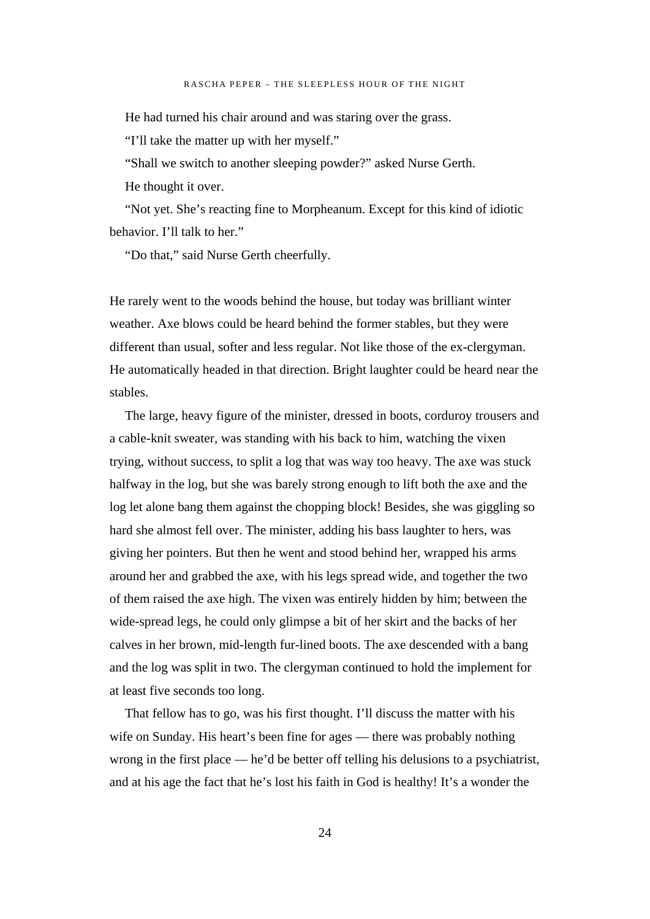He had turned his chair around and was staring over the grass.

"I'll take the matter up with her myself."

"Shall we switch to another sleeping powder?" asked Nurse Gerth.

He thought it over.

"Not yet. She's reacting fine to Morpheanum. Except for this kind of idiotic behavior. I'll talk to her."

"Do that," said Nurse Gerth cheerfully.

He rarely went to the woods behind the house, but today was brilliant winter weather. Axe blows could be heard behind the former stables, but they were different than usual, softer and less regular. Not like those of the ex-clergyman. He automatically headed in that direction. Bright laughter could be heard near the stables.

The large, heavy figure of the minister, dressed in boots, corduroy trousers and a cable-knit sweater, was standing with his back to him, watching the vixen trying, without success, to split a log that was way too heavy. The axe was stuck halfway in the log, but she was barely strong enough to lift both the axe and the log let alone bang them against the chopping block! Besides, she was giggling so hard she almost fell over. The minister, adding his bass laughter to hers, was giving her pointers. But then he went and stood behind her, wrapped his arms around her and grabbed the axe, with his legs spread wide, and together the two of them raised the axe high. The vixen was entirely hidden by him; between the wide-spread legs, he could only glimpse a bit of her skirt and the backs of her calves in her brown, mid-length fur-lined boots. The axe descended with a bang and the log was split in two. The clergyman continued to hold the implement for at least five seconds too long.

That fellow has to go, was his first thought. I'll discuss the matter with his wife on Sunday. His heart's been fine for ages — there was probably nothing wrong in the first place — he'd be better off telling his delusions to a psychiatrist, and at his age the fact that he's lost his faith in God is healthy! It's a wonder the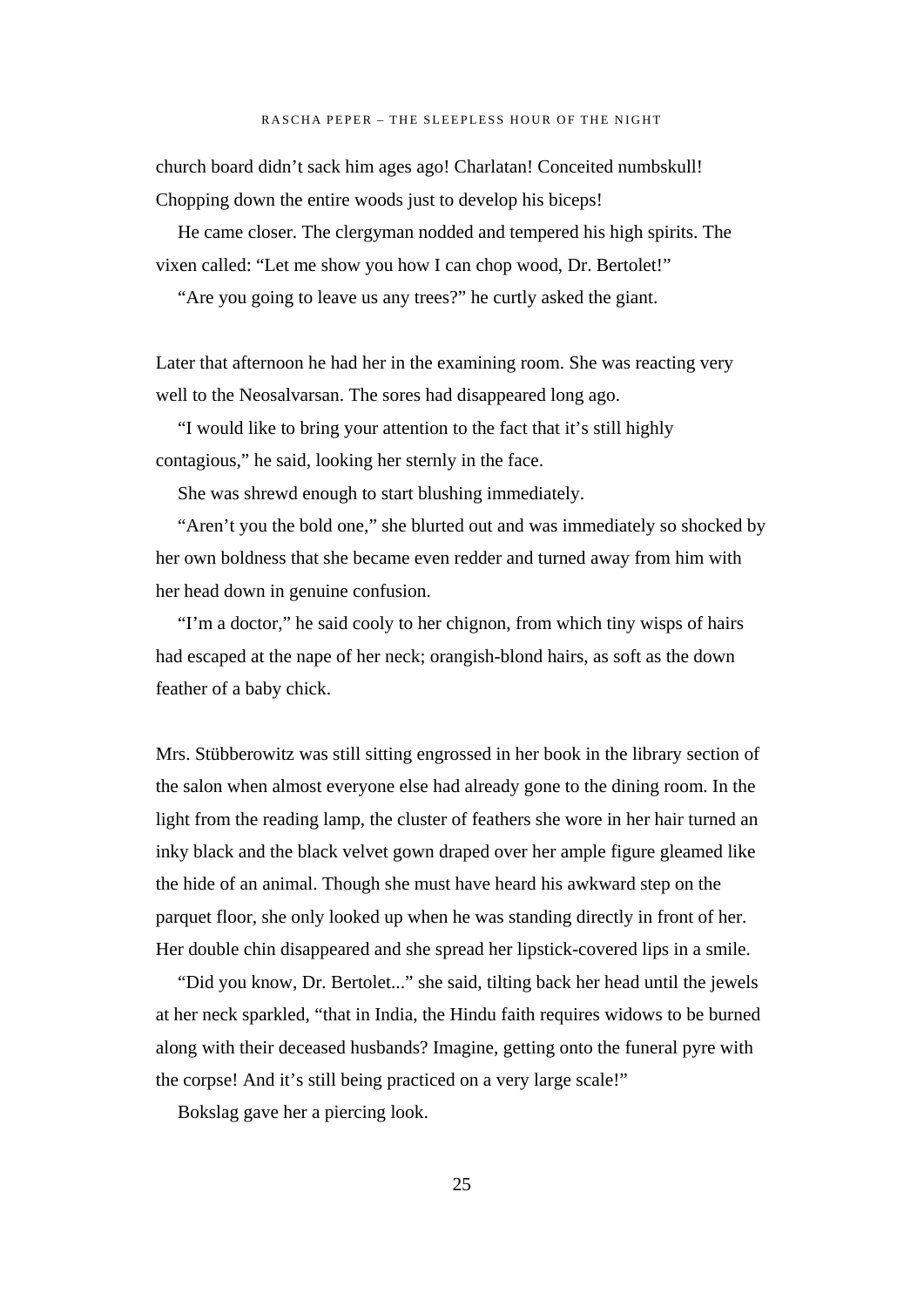church board didn't sack him ages ago! Charlatan! Conceited numbskull! Chopping down the entire woods just to develop his biceps!

He came closer. The clergyman nodded and tempered his high spirits. The vixen called: "Let me show you how I can chop wood, Dr. Bertolet!"

"Are you going to leave us any trees?" he curtly asked the giant.

Later that afternoon he had her in the examining room. She was reacting very well to the Neosalvarsan. The sores had disappeared long ago.

"I would like to bring your attention to the fact that it's still highly contagious," he said, looking her sternly in the face.

She was shrewd enough to start blushing immediately.

"Aren't you the bold one," she blurted out and was immediately so shocked by her own boldness that she became even redder and turned away from him with her head down in genuine confusion.

"I'm a doctor," he said cooly to her chignon, from which tiny wisps of hairs had escaped at the nape of her neck; orangish-blond hairs, as soft as the down feather of a baby chick.

Mrs. Stübberowitz was still sitting engrossed in her book in the library section of the salon when almost everyone else had already gone to the dining room. In the light from the reading lamp, the cluster of feathers she wore in her hair turned an inky black and the black velvet gown draped over her ample figure gleamed like the hide of an animal. Though she must have heard his awkward step on the parquet floor, she only looked up when he was standing directly in front of her. Her double chin disappeared and she spread her lipstick-covered lips in a smile.

"Did you know, Dr. Bertolet..." she said, tilting back her head until the jewels at her neck sparkled, "that in India, the Hindu faith requires widows to be burned along with their deceased husbands? Imagine, getting onto the funeral pyre with the corpse! And it's still being practiced on a very large scale!"

Bokslag gave her a piercing look.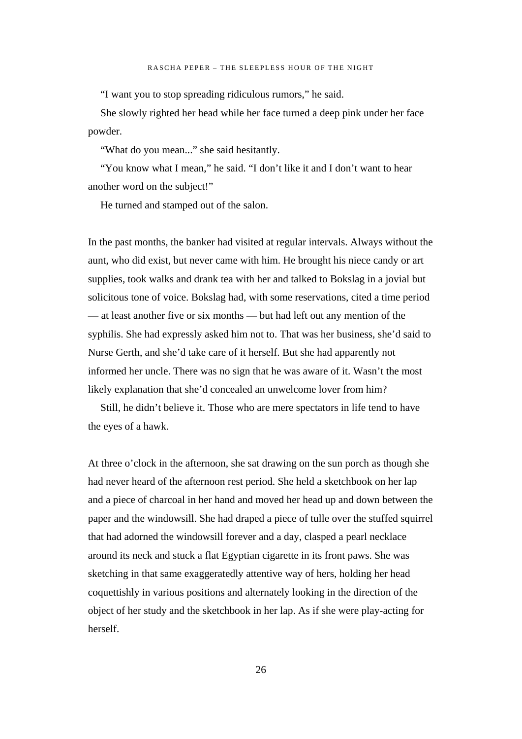"I want you to stop spreading ridiculous rumors," he said.

She slowly righted her head while her face turned a deep pink under her face powder.

"What do you mean..." she said hesitantly.

"You know what I mean," he said. "I don't like it and I don't want to hear another word on the subject!"

He turned and stamped out of the salon.

In the past months, the banker had visited at regular intervals. Always without the aunt, who did exist, but never came with him. He brought his niece candy or art supplies, took walks and drank tea with her and talked to Bokslag in a jovial but solicitous tone of voice. Bokslag had, with some reservations, cited a time period — at least another five or six months — but had left out any mention of the syphilis. She had expressly asked him not to. That was her business, she'd said to Nurse Gerth, and she'd take care of it herself. But she had apparently not informed her uncle. There was no sign that he was aware of it. Wasn't the most likely explanation that she'd concealed an unwelcome lover from him?

Still, he didn't believe it. Those who are mere spectators in life tend to have the eyes of a hawk.

At three o'clock in the afternoon, she sat drawing on the sun porch as though she had never heard of the afternoon rest period. She held a sketchbook on her lap and a piece of charcoal in her hand and moved her head up and down between the paper and the windowsill. She had draped a piece of tulle over the stuffed squirrel that had adorned the windowsill forever and a day, clasped a pearl necklace around its neck and stuck a flat Egyptian cigarette in its front paws. She was sketching in that same exaggeratedly attentive way of hers, holding her head coquettishly in various positions and alternately looking in the direction of the object of her study and the sketchbook in her lap. As if she were play-acting for herself.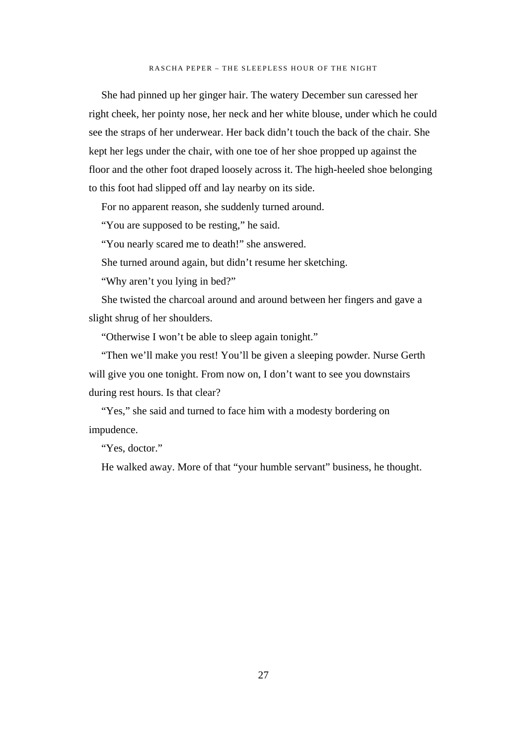She had pinned up her ginger hair. The watery December sun caressed her right cheek, her pointy nose, her neck and her white blouse, under which he could see the straps of her underwear. Her back didn't touch the back of the chair. She kept her legs under the chair, with one toe of her shoe propped up against the floor and the other foot draped loosely across it. The high-heeled shoe belonging to this foot had slipped off and lay nearby on its side.

For no apparent reason, she suddenly turned around.

"You are supposed to be resting," he said.

"You nearly scared me to death!" she answered.

She turned around again, but didn't resume her sketching.

"Why aren't you lying in bed?"

She twisted the charcoal around and around between her fingers and gave a slight shrug of her shoulders.

"Otherwise I won't be able to sleep again tonight."

"Then we'll make you rest! You'll be given a sleeping powder. Nurse Gerth will give you one tonight. From now on, I don't want to see you downstairs during rest hours. Is that clear?

"Yes," she said and turned to face him with a modesty bordering on impudence.

"Yes, doctor."

He walked away. More of that "your humble servant" business, he thought.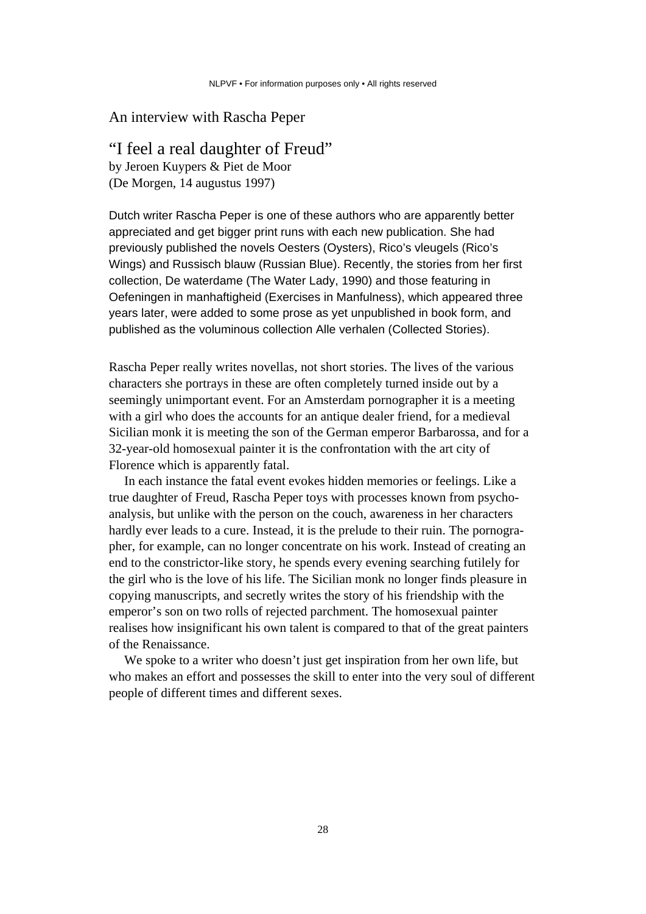## An interview with Rascha Peper

# "I feel a real daughter of Freud"

by Jeroen Kuypers & Piet de Moor
(De Morgen, 14 augustus 1997)

Dutch writer Rascha Peper is one of these authors who are apparently better appreciated and get bigger print runs with each new publication. She had previously published the novels Oesters (Oysters), Rico's vleugels (Rico's Wings) and Russisch blauw (Russian Blue). Recently, the stories from her first collection, De waterdame (The Water Lady, 1990) and those featuring in Oefeningen in manhaftigheid (Exercises in Manfulness), which appeared three years later, were added to some prose as yet unpublished in book form, and published as the voluminous collection Alle verhalen (Collected Stories).

Rascha Peper really writes novellas, not short stories. The lives of the various characters she portrays in these are often completely turned inside out by a seemingly unimportant event. For an Amsterdam pornographer it is a meeting with a girl who does the accounts for an antique dealer friend, for a medieval Sicilian monk it is meeting the son of the German emperor Barbarossa, and for a 32-year-old homosexual painter it is the confrontation with the art city of Florence which is apparently fatal.

In each instance the fatal event evokes hidden memories or feelings. Like a true daughter of Freud, Rascha Peper toys with processes known from psychoanalysis, but unlike with the person on the couch, awareness in her characters hardly ever leads to a cure. Instead, it is the prelude to their ruin. The pornographer, for example, can no longer concentrate on his work. Instead of creating an end to the constrictor-like story, he spends every evening searching futilely for the girl who is the love of his life. The Sicilian monk no longer finds pleasure in copying manuscripts, and secretly writes the story of his friendship with the emperor's son on two rolls of rejected parchment. The homosexual painter realises how insignificant his own talent is compared to that of the great painters of the Renaissance.

We spoke to a writer who doesn't just get inspiration from her own life, but who makes an effort and possesses the skill to enter into the very soul of different people of different times and different sexes.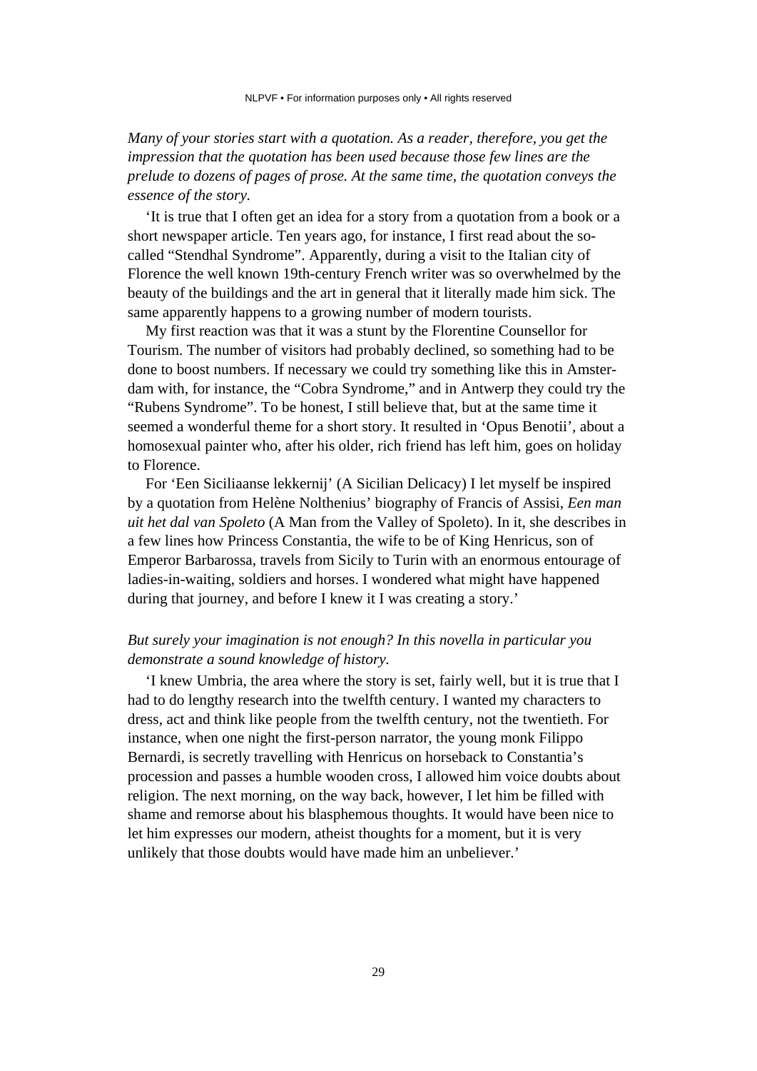*Many of your stories start with a quotation. As a reader, therefore, you get the impression that the quotation has been used because those few lines are the prelude to dozens of pages of prose. At the same time, the quotation conveys the essence of the story.*

'It is true that I often get an idea for a story from a quotation from a book or a short newspaper article. Ten years ago, for instance, I first read about the so-called "Stendhal Syndrome". Apparently, during a visit to the Italian city of Florence the well known 19th-century French writer was so overwhelmed by the beauty of the buildings and the art in general that it literally made him sick. The same apparently happens to a growing number of modern tourists.

My first reaction was that it was a stunt by the Florentine Counsellor for Tourism. The number of visitors had probably declined, so something had to be done to boost numbers. If necessary we could try something like this in Amsterdam with, for instance, the "Cobra Syndrome," and in Antwerp they could try the "Rubens Syndrome". To be honest, I still believe that, but at the same time it seemed a wonderful theme for a short story. It resulted in 'Opus Benotii', about a homosexual painter who, after his older, rich friend has left him, goes on holiday to Florence.

For 'Een Siciliaanse lekkernij' (A Sicilian Delicacy) I let myself be inspired by a quotation from Helène Nolthenius' biography of Francis of Assisi, *Een man uit het dal van Spoleto* (A Man from the Valley of Spoleto). In it, she describes in a few lines how Princess Constantia, the wife to be of King Henricus, son of Emperor Barbarossa, travels from Sicily to Turin with an enormous entourage of ladies-in-waiting, soldiers and horses. I wondered what might have happened during that journey, and before I knew it I was creating a story.'

*But surely your imagination is not enough? In this novella in particular you demonstrate a sound knowledge of history.*

'I knew Umbria, the area where the story is set, fairly well, but it is true that I had to do lengthy research into the twelfth century. I wanted my characters to dress, act and think like people from the twelfth century, not the twentieth. For instance, when one night the first-person narrator, the young monk Filippo Bernardi, is secretly travelling with Henricus on horseback to Constantia's procession and passes a humble wooden cross, I allowed him voice doubts about religion. The next morning, on the way back, however, I let him be filled with shame and remorse about his blasphemous thoughts. It would have been nice to let him expresses our modern, atheist thoughts for a moment, but it is very unlikely that those doubts would have made him an unbeliever.'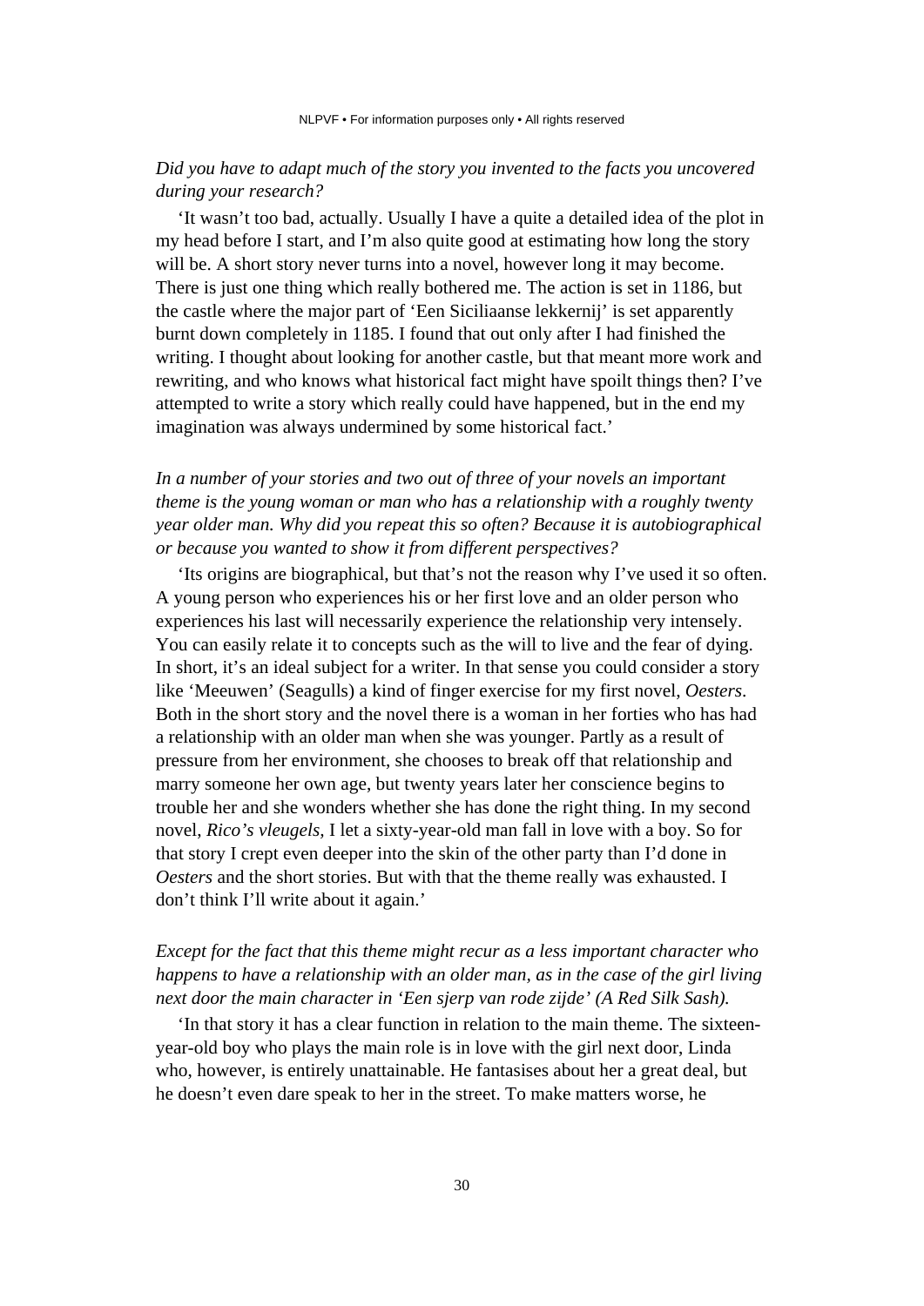*Did you have to adapt much of the story you invented to the facts you uncovered during your research?*

'It wasn't too bad, actually. Usually I have a quite a detailed idea of the plot in my head before I start, and I'm also quite good at estimating how long the story will be. A short story never turns into a novel, however long it may become. There is just one thing which really bothered me. The action is set in 1186, but the castle where the major part of 'Een Siciliaanse lekkernij' is set apparently burnt down completely in 1185. I found that out only after I had finished the writing. I thought about looking for another castle, but that meant more work and rewriting, and who knows what historical fact might have spoilt things then? I've attempted to write a story which really could have happened, but in the end my imagination was always undermined by some historical fact.'

*In a number of your stories and two out of three of your novels an important theme is the young woman or man who has a relationship with a roughly twenty year older man. Why did you repeat this so often? Because it is autobiographical or because you wanted to show it from different perspectives?*

'Its origins are biographical, but that's not the reason why I've used it so often. A young person who experiences his or her first love and an older person who experiences his last will necessarily experience the relationship very intensely. You can easily relate it to concepts such as the will to live and the fear of dying. In short, it's an ideal subject for a writer. In that sense you could consider a story like 'Meeuwen' (Seagulls) a kind of finger exercise for my first novel, *Oesters*. Both in the short story and the novel there is a woman in her forties who has had a relationship with an older man when she was younger. Partly as a result of pressure from her environment, she chooses to break off that relationship and marry someone her own age, but twenty years later her conscience begins to trouble her and she wonders whether she has done the right thing. In my second novel, *Rico's vleugels*, I let a sixty-year-old man fall in love with a boy. So for that story I crept even deeper into the skin of the other party than I'd done in *Oesters* and the short stories. But with that the theme really was exhausted. I don't think I'll write about it again.'

*Except for the fact that this theme might recur as a less important character who happens to have a relationship with an older man, as in the case of the girl living next door the main character in 'Een sjerp van rode zijde' (A Red Silk Sash).*

'In that story it has a clear function in relation to the main theme. The sixteen-year-old boy who plays the main role is in love with the girl next door, Linda who, however, is entirely unattainable. He fantasises about her a great deal, but he doesn't even dare speak to her in the street. To make matters worse, he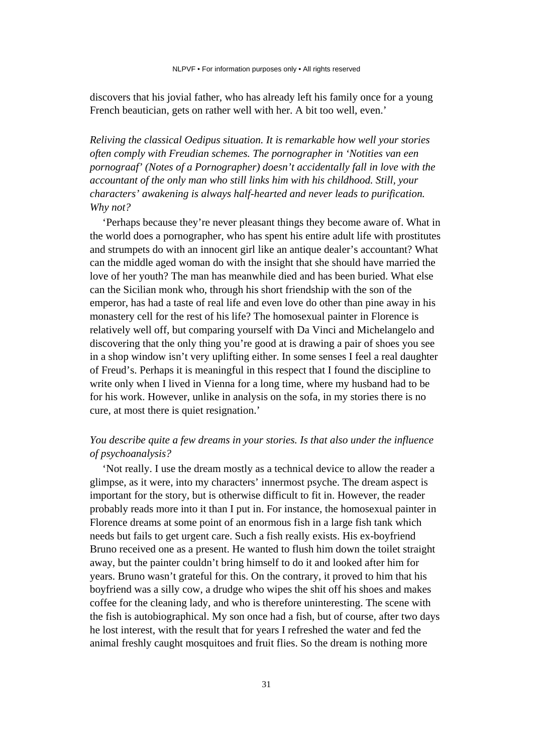discovers that his jovial father, who has already left his family once for a young French beautician, gets on rather well with her. A bit too well, even.'

*Reliving the classical Oedipus situation. It is remarkable how well your stories often comply with Freudian schemes. The pornographer in 'Notities van een pornograaf' (Notes of a Pornographer) doesn't accidentally fall in love with the accountant of the only man who still links him with his childhood. Still, your characters' awakening is always half-hearted and never leads to purification. Why not?*

'Perhaps because they're never pleasant things they become aware of. What in the world does a pornographer, who has spent his entire adult life with prostitutes and strumpets do with an innocent girl like an antique dealer's accountant? What can the middle aged woman do with the insight that she should have married the love of her youth? The man has meanwhile died and has been buried. What else can the Sicilian monk who, through his short friendship with the son of the emperor, has had a taste of real life and even love do other than pine away in his monastery cell for the rest of his life? The homosexual painter in Florence is relatively well off, but comparing yourself with Da Vinci and Michelangelo and discovering that the only thing you're good at is drawing a pair of shoes you see in a shop window isn't very uplifting either. In some senses I feel a real daughter of Freud's. Perhaps it is meaningful in this respect that I found the discipline to write only when I lived in Vienna for a long time, where my husband had to be for his work. However, unlike in analysis on the sofa, in my stories there is no cure, at most there is quiet resignation.'

*You describe quite a few dreams in your stories. Is that also under the influence of psychoanalysis?*

'Not really. I use the dream mostly as a technical device to allow the reader a glimpse, as it were, into my characters' innermost psyche. The dream aspect is important for the story, but is otherwise difficult to fit in. However, the reader probably reads more into it than I put in. For instance, the homosexual painter in Florence dreams at some point of an enormous fish in a large fish tank which needs but fails to get urgent care. Such a fish really exists. His ex-boyfriend Bruno received one as a present. He wanted to flush him down the toilet straight away, but the painter couldn't bring himself to do it and looked after him for years. Bruno wasn't grateful for this. On the contrary, it proved to him that his boyfriend was a silly cow, a drudge who wipes the shit off his shoes and makes coffee for the cleaning lady, and who is therefore uninteresting. The scene with the fish is autobiographical. My son once had a fish, but of course, after two days he lost interest, with the result that for years I refreshed the water and fed the animal freshly caught mosquitoes and fruit flies. So the dream is nothing more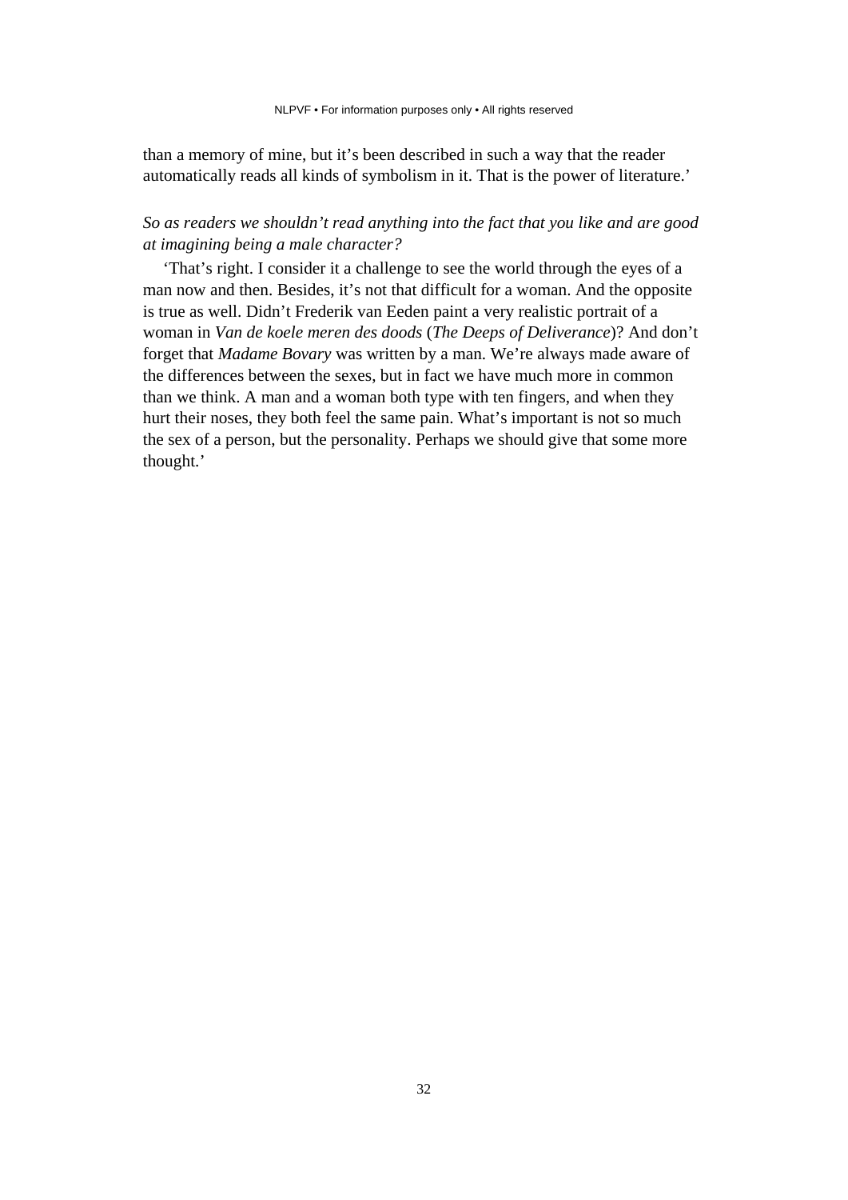than a memory of mine, but it's been described in such a way that the reader automatically reads all kinds of symbolism in it. That is the power of literature.'

*So as readers we shouldn't read anything into the fact that you like and are good at imagining being a male character?*

'That's right. I consider it a challenge to see the world through the eyes of a man now and then. Besides, it's not that difficult for a woman. And the opposite is true as well. Didn't Frederik van Eeden paint a very realistic portrait of a woman in *Van de koele meren des doods* (*The Deeps of Deliverance*)? And don't forget that *Madame Bovary* was written by a man. We're always made aware of the differences between the sexes, but in fact we have much more in common than we think. A man and a woman both type with ten fingers, and when they hurt their noses, they both feel the same pain. What's important is not so much the sex of a person, but the personality. Perhaps we should give that some more thought.'